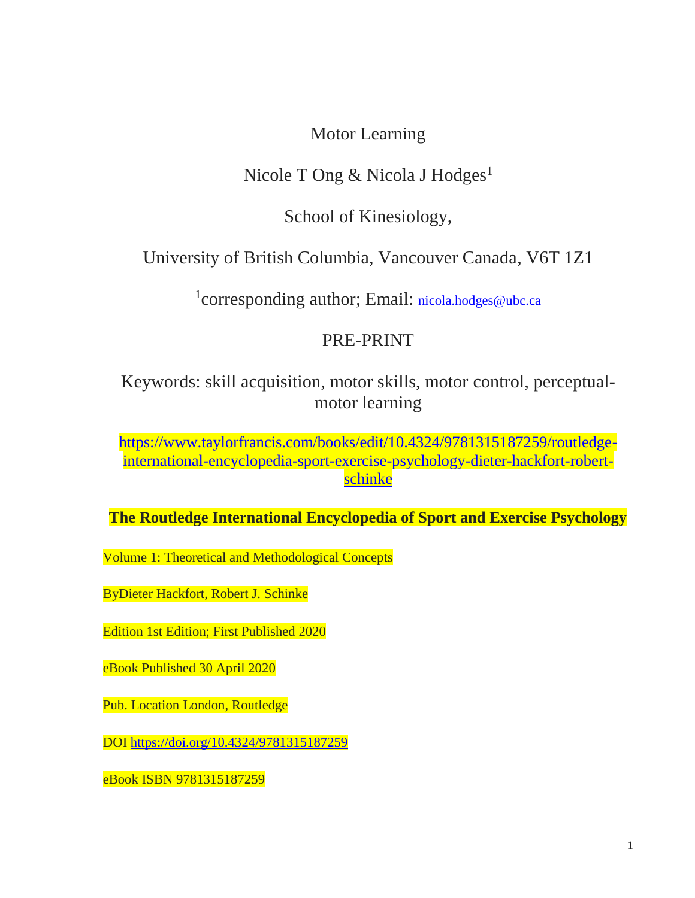# Motor Learning

Nicole T Ong & Nicola J Hodges[1]

School of Kinesiology,

University of British Columbia, Vancouver Canada, V6T 1Z1

[1]corresponding author; Email: nicola.hodges@ubc.ca

PRE-PRINT

Keywords: skill acquisition, motor skills, motor control, perceptual-motor learning

https://www.taylorfrancis.com/books/edit/10.4324/9781315187259/routledge-international-encyclopedia-sport-exercise-psychology-dieter-hackfort-robert-schinke

**The Routledge International Encyclopedia of Sport and Exercise Psychology**

Volume 1: Theoretical and Methodological Concepts

ByDieter Hackfort, Robert J. Schinke

Edition 1st Edition; First Published 2020

eBook Published 30 April 2020

Pub. Location London, Routledge

DOI https://doi.org/10.4324/9781315187259

eBook ISBN 9781315187259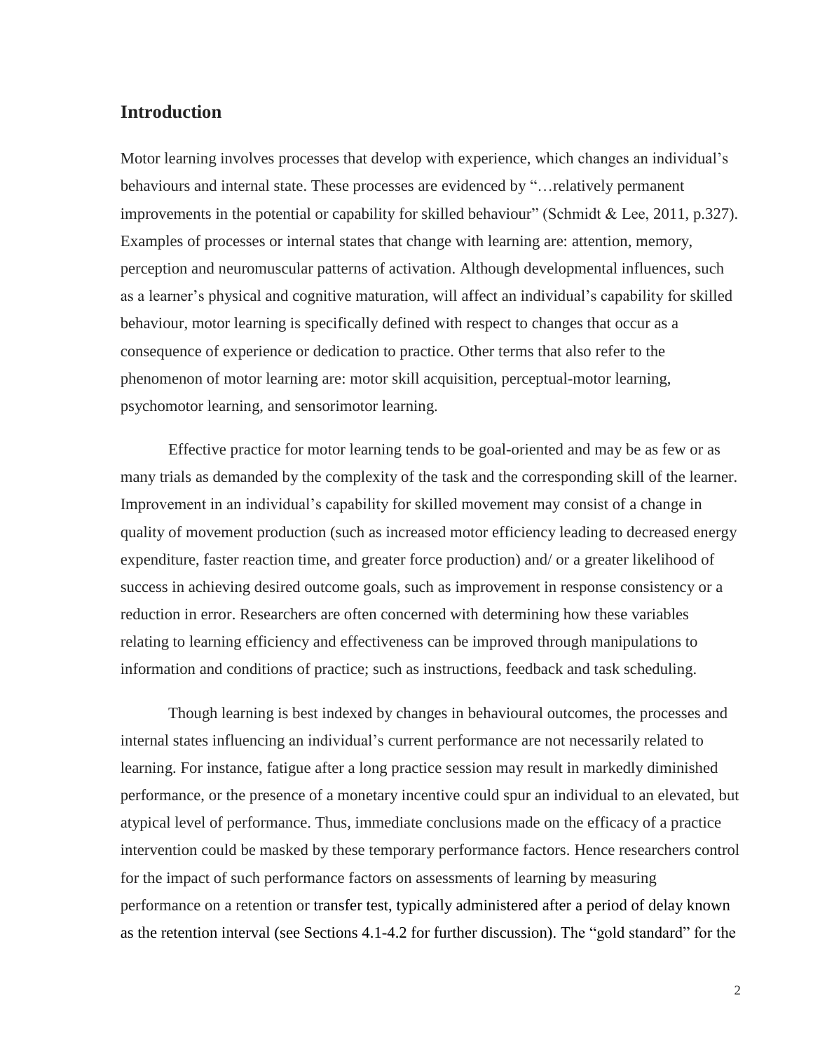## Introduction

Motor learning involves processes that develop with experience, which changes an individual's behaviours and internal state. These processes are evidenced by "…relatively permanent improvements in the potential or capability for skilled behaviour" (Schmidt & Lee, 2011, p.327). Examples of processes or internal states that change with learning are: attention, memory, perception and neuromuscular patterns of activation. Although developmental influences, such as a learner's physical and cognitive maturation, will affect an individual's capability for skilled behaviour, motor learning is specifically defined with respect to changes that occur as a consequence of experience or dedication to practice. Other terms that also refer to the phenomenon of motor learning are: motor skill acquisition, perceptual-motor learning, psychomotor learning, and sensorimotor learning.

Effective practice for motor learning tends to be goal-oriented and may be as few or as many trials as demanded by the complexity of the task and the corresponding skill of the learner. Improvement in an individual's capability for skilled movement may consist of a change in quality of movement production (such as increased motor efficiency leading to decreased energy expenditure, faster reaction time, and greater force production) and/ or a greater likelihood of success in achieving desired outcome goals, such as improvement in response consistency or a reduction in error. Researchers are often concerned with determining how these variables relating to learning efficiency and effectiveness can be improved through manipulations to information and conditions of practice; such as instructions, feedback and task scheduling.

Though learning is best indexed by changes in behavioural outcomes, the processes and internal states influencing an individual's current performance are not necessarily related to learning. For instance, fatigue after a long practice session may result in markedly diminished performance, or the presence of a monetary incentive could spur an individual to an elevated, but atypical level of performance. Thus, immediate conclusions made on the efficacy of a practice intervention could be masked by these temporary performance factors. Hence researchers control for the impact of such performance factors on assessments of learning by measuring performance on a retention or transfer test, typically administered after a period of delay known as the retention interval (see Sections 4.1-4.2 for further discussion). The "gold standard" for the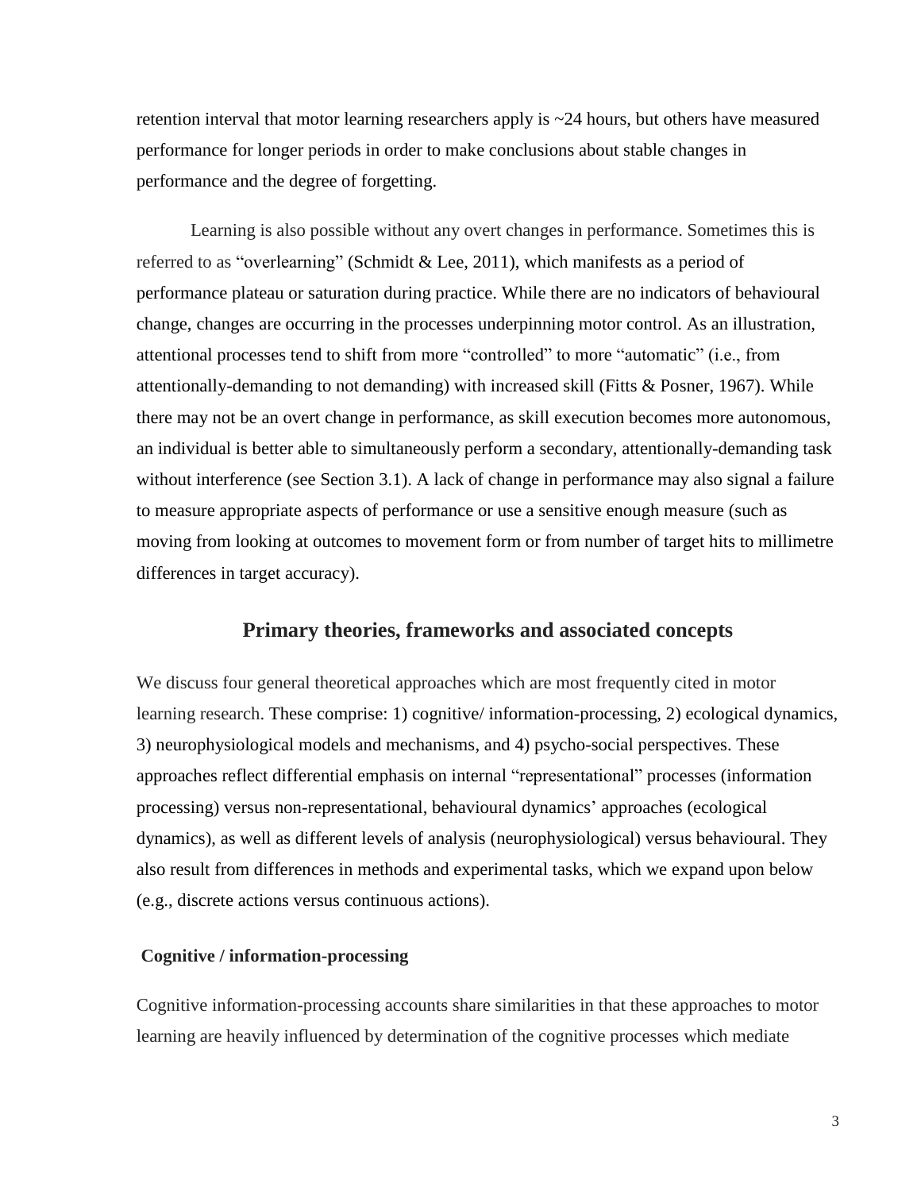retention interval that motor learning researchers apply is ~24 hours, but others have measured performance for longer periods in order to make conclusions about stable changes in performance and the degree of forgetting.

Learning is also possible without any overt changes in performance. Sometimes this is referred to as "overlearning" (Schmidt & Lee, 2011), which manifests as a period of performance plateau or saturation during practice. While there are no indicators of behavioural change, changes are occurring in the processes underpinning motor control. As an illustration, attentional processes tend to shift from more "controlled" to more "automatic" (i.e., from attentionally-demanding to not demanding) with increased skill (Fitts & Posner, 1967). While there may not be an overt change in performance, as skill execution becomes more autonomous, an individual is better able to simultaneously perform a secondary, attentionally-demanding task without interference (see Section 3.1). A lack of change in performance may also signal a failure to measure appropriate aspects of performance or use a sensitive enough measure (such as moving from looking at outcomes to movement form or from number of target hits to millimetre differences in target accuracy).

## Primary theories, frameworks and associated concepts

We discuss four general theoretical approaches which are most frequently cited in motor learning research. These comprise: 1) cognitive/ information-processing, 2) ecological dynamics, 3) neurophysiological models and mechanisms, and 4) psycho-social perspectives. These approaches reflect differential emphasis on internal "representational" processes (information processing) versus non-representational, behavioural dynamics' approaches (ecological dynamics), as well as different levels of analysis (neurophysiological) versus behavioural. They also result from differences in methods and experimental tasks, which we expand upon below (e.g., discrete actions versus continuous actions).

### Cognitive / information-processing

Cognitive information-processing accounts share similarities in that these approaches to motor learning are heavily influenced by determination of the cognitive processes which mediate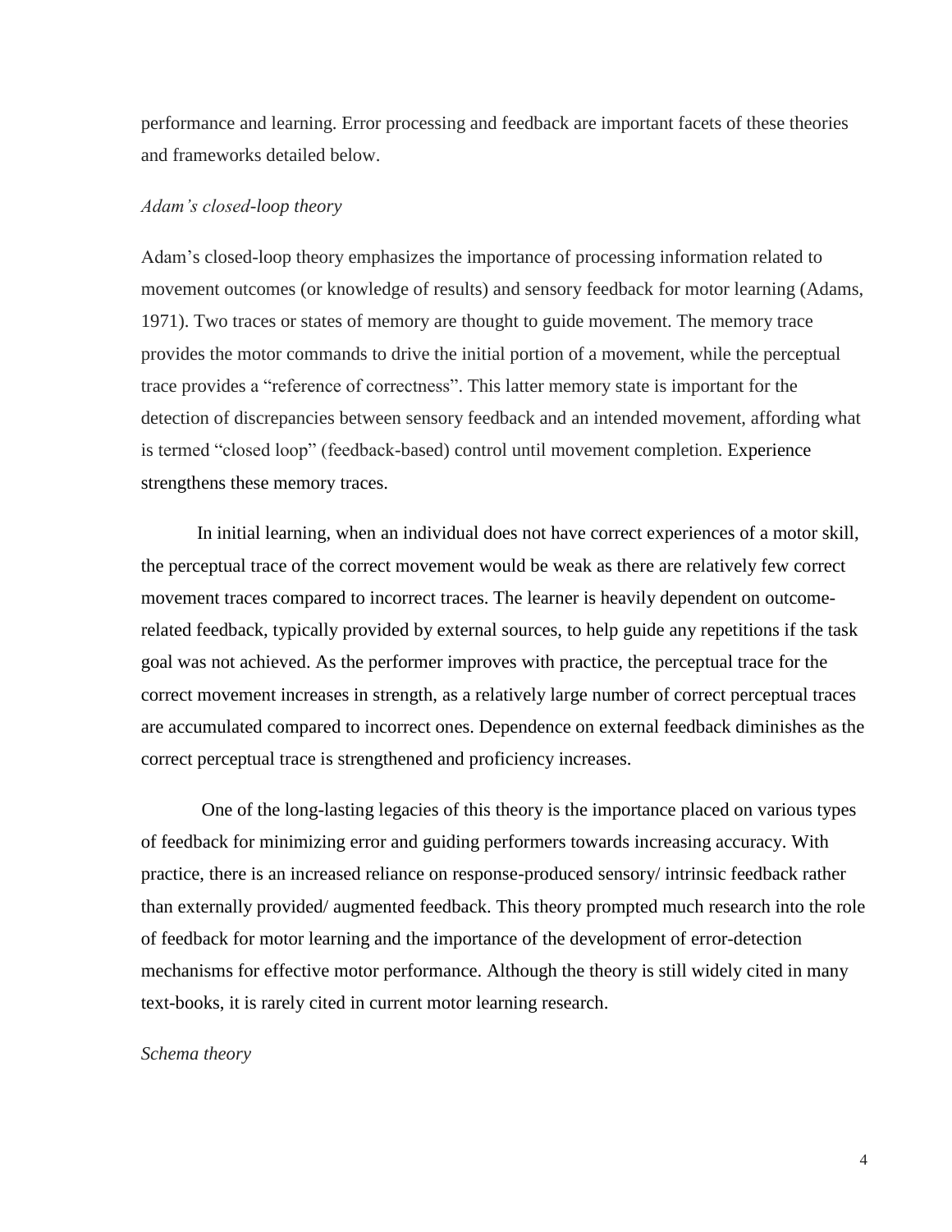performance and learning. Error processing and feedback are important facets of these theories and frameworks detailed below.

### *Adam's closed-loop theory*

Adam's closed-loop theory emphasizes the importance of processing information related to movement outcomes (or knowledge of results) and sensory feedback for motor learning (Adams, 1971). Two traces or states of memory are thought to guide movement. The memory trace provides the motor commands to drive the initial portion of a movement, while the perceptual trace provides a "reference of correctness". This latter memory state is important for the detection of discrepancies between sensory feedback and an intended movement, affording what is termed "closed loop" (feedback-based) control until movement completion. Experience strengthens these memory traces.

In initial learning, when an individual does not have correct experiences of a motor skill, the perceptual trace of the correct movement would be weak as there are relatively few correct movement traces compared to incorrect traces. The learner is heavily dependent on outcome-related feedback, typically provided by external sources, to help guide any repetitions if the task goal was not achieved. As the performer improves with practice, the perceptual trace for the correct movement increases in strength, as a relatively large number of correct perceptual traces are accumulated compared to incorrect ones. Dependence on external feedback diminishes as the correct perceptual trace is strengthened and proficiency increases.

One of the long-lasting legacies of this theory is the importance placed on various types of feedback for minimizing error and guiding performers towards increasing accuracy. With practice, there is an increased reliance on response-produced sensory/ intrinsic feedback rather than externally provided/ augmented feedback. This theory prompted much research into the role of feedback for motor learning and the importance of the development of error-detection mechanisms for effective motor performance. Although the theory is still widely cited in many text-books, it is rarely cited in current motor learning research.

### *Schema theory*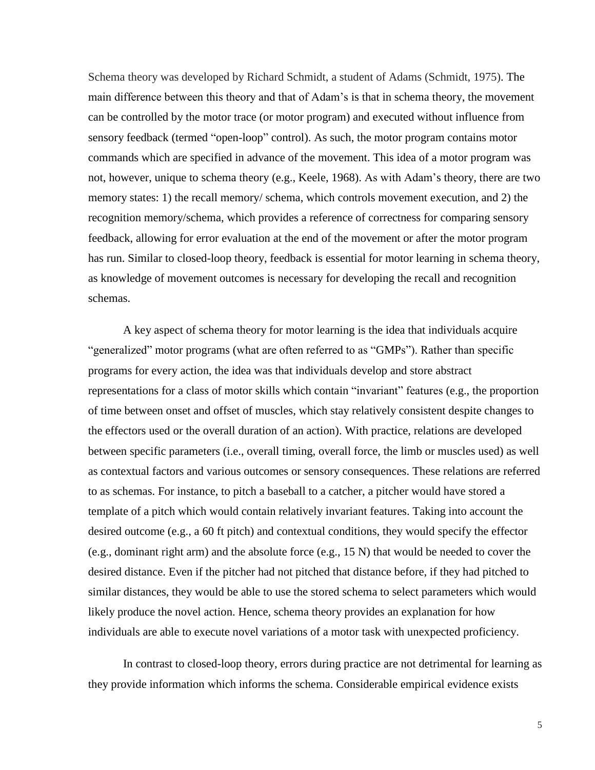Schema theory was developed by Richard Schmidt, a student of Adams (Schmidt, 1975). The main difference between this theory and that of Adam's is that in schema theory, the movement can be controlled by the motor trace (or motor program) and executed without influence from sensory feedback (termed "open-loop" control). As such, the motor program contains motor commands which are specified in advance of the movement. This idea of a motor program was not, however, unique to schema theory (e.g., Keele, 1968). As with Adam's theory, there are two memory states: 1) the recall memory/ schema, which controls movement execution, and 2) the recognition memory/schema, which provides a reference of correctness for comparing sensory feedback, allowing for error evaluation at the end of the movement or after the motor program has run. Similar to closed-loop theory, feedback is essential for motor learning in schema theory, as knowledge of movement outcomes is necessary for developing the recall and recognition schemas.

A key aspect of schema theory for motor learning is the idea that individuals acquire "generalized" motor programs (what are often referred to as "GMPs"). Rather than specific programs for every action, the idea was that individuals develop and store abstract representations for a class of motor skills which contain "invariant" features (e.g., the proportion of time between onset and offset of muscles, which stay relatively consistent despite changes to the effectors used or the overall duration of an action). With practice, relations are developed between specific parameters (i.e., overall timing, overall force, the limb or muscles used) as well as contextual factors and various outcomes or sensory consequences. These relations are referred to as schemas. For instance, to pitch a baseball to a catcher, a pitcher would have stored a template of a pitch which would contain relatively invariant features. Taking into account the desired outcome (e.g., a 60 ft pitch) and contextual conditions, they would specify the effector (e.g., dominant right arm) and the absolute force (e.g., 15 N) that would be needed to cover the desired distance. Even if the pitcher had not pitched that distance before, if they had pitched to similar distances, they would be able to use the stored schema to select parameters which would likely produce the novel action. Hence, schema theory provides an explanation for how individuals are able to execute novel variations of a motor task with unexpected proficiency.

In contrast to closed-loop theory, errors during practice are not detrimental for learning as they provide information which informs the schema. Considerable empirical evidence exists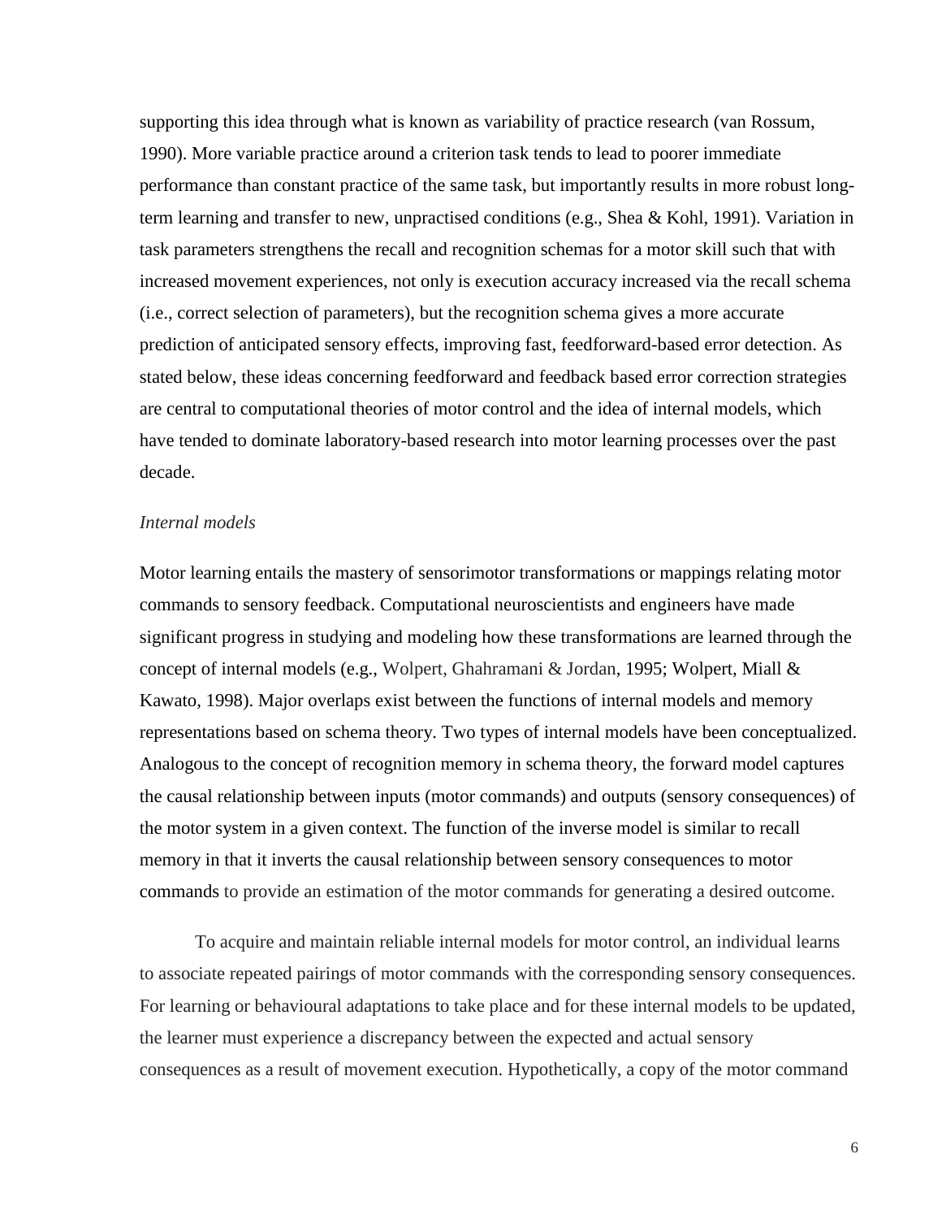supporting this idea through what is known as variability of practice research (van Rossum, 1990). More variable practice around a criterion task tends to lead to poorer immediate performance than constant practice of the same task, but importantly results in more robust long-term learning and transfer to new, unpractised conditions (e.g., Shea & Kohl, 1991). Variation in task parameters strengthens the recall and recognition schemas for a motor skill such that with increased movement experiences, not only is execution accuracy increased via the recall schema (i.e., correct selection of parameters), but the recognition schema gives a more accurate prediction of anticipated sensory effects, improving fast, feedforward-based error detection. As stated below, these ideas concerning feedforward and feedback based error correction strategies are central to computational theories of motor control and the idea of internal models, which have tended to dominate laboratory-based research into motor learning processes over the past decade.

*Internal models*

Motor learning entails the mastery of sensorimotor transformations or mappings relating motor commands to sensory feedback. Computational neuroscientists and engineers have made significant progress in studying and modeling how these transformations are learned through the concept of internal models (e.g., Wolpert, Ghahramani & Jordan, 1995; Wolpert, Miall & Kawato, 1998). Major overlaps exist between the functions of internal models and memory representations based on schema theory. Two types of internal models have been conceptualized. Analogous to the concept of recognition memory in schema theory, the forward model captures the causal relationship between inputs (motor commands) and outputs (sensory consequences) of the motor system in a given context. The function of the inverse model is similar to recall memory in that it inverts the causal relationship between sensory consequences to motor commands to provide an estimation of the motor commands for generating a desired outcome.

To acquire and maintain reliable internal models for motor control, an individual learns to associate repeated pairings of motor commands with the corresponding sensory consequences. For learning or behavioural adaptations to take place and for these internal models to be updated, the learner must experience a discrepancy between the expected and actual sensory consequences as a result of movement execution. Hypothetically, a copy of the motor command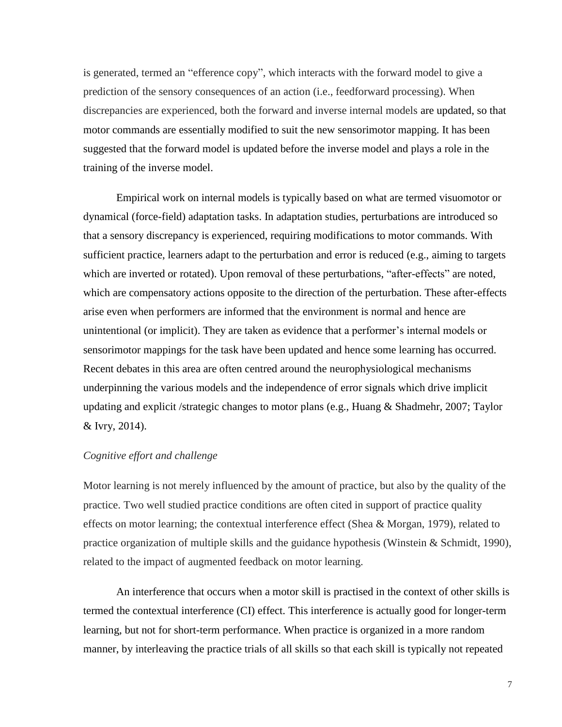is generated, termed an "efference copy", which interacts with the forward model to give a prediction of the sensory consequences of an action (i.e., feedforward processing). When discrepancies are experienced, both the forward and inverse internal models are updated, so that motor commands are essentially modified to suit the new sensorimotor mapping. It has been suggested that the forward model is updated before the inverse model and plays a role in the training of the inverse model.

Empirical work on internal models is typically based on what are termed visuomotor or dynamical (force-field) adaptation tasks. In adaptation studies, perturbations are introduced so that a sensory discrepancy is experienced, requiring modifications to motor commands. With sufficient practice, learners adapt to the perturbation and error is reduced (e.g., aiming to targets which are inverted or rotated). Upon removal of these perturbations, "after-effects" are noted, which are compensatory actions opposite to the direction of the perturbation. These after-effects arise even when performers are informed that the environment is normal and hence are unintentional (or implicit). They are taken as evidence that a performer's internal models or sensorimotor mappings for the task have been updated and hence some learning has occurred. Recent debates in this area are often centred around the neurophysiological mechanisms underpinning the various models and the independence of error signals which drive implicit updating and explicit /strategic changes to motor plans (e.g., Huang & Shadmehr, 2007; Taylor & Ivry, 2014).

*Cognitive effort and challenge*

Motor learning is not merely influenced by the amount of practice, but also by the quality of the practice. Two well studied practice conditions are often cited in support of practice quality effects on motor learning; the contextual interference effect (Shea & Morgan, 1979), related to practice organization of multiple skills and the guidance hypothesis (Winstein & Schmidt, 1990), related to the impact of augmented feedback on motor learning.

An interference that occurs when a motor skill is practised in the context of other skills is termed the contextual interference (CI) effect. This interference is actually good for longer-term learning, but not for short-term performance. When practice is organized in a more random manner, by interleaving the practice trials of all skills so that each skill is typically not repeated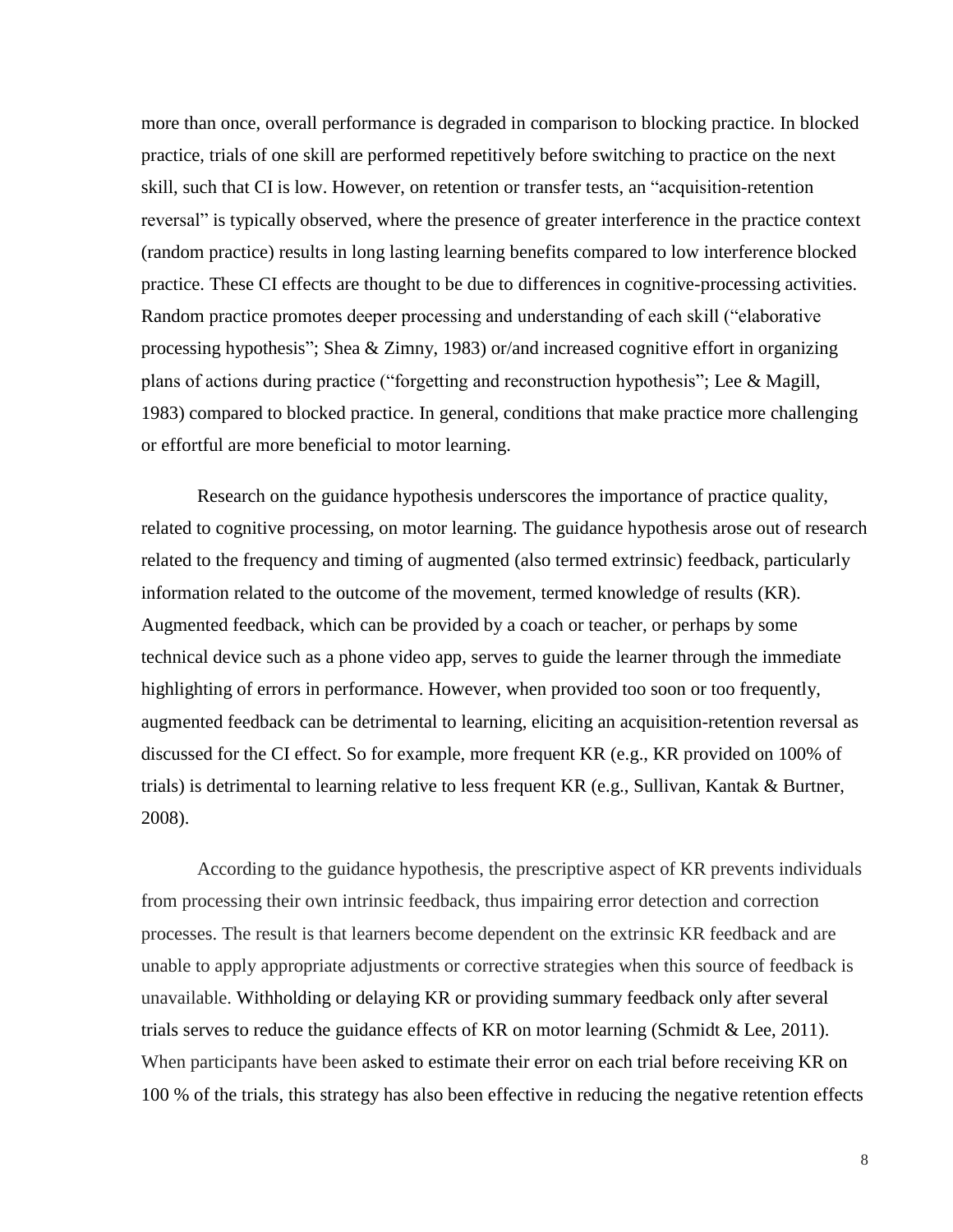more than once, overall performance is degraded in comparison to blocking practice. In blocked practice, trials of one skill are performed repetitively before switching to practice on the next skill, such that CI is low. However, on retention or transfer tests, an "acquisition-retention reversal" is typically observed, where the presence of greater interference in the practice context (random practice) results in long lasting learning benefits compared to low interference blocked practice. These CI effects are thought to be due to differences in cognitive-processing activities. Random practice promotes deeper processing and understanding of each skill ("elaborative processing hypothesis"; Shea & Zimny, 1983) or/and increased cognitive effort in organizing plans of actions during practice ("forgetting and reconstruction hypothesis"; Lee & Magill, 1983) compared to blocked practice. In general, conditions that make practice more challenging or effortful are more beneficial to motor learning.

Research on the guidance hypothesis underscores the importance of practice quality, related to cognitive processing, on motor learning. The guidance hypothesis arose out of research related to the frequency and timing of augmented (also termed extrinsic) feedback, particularly information related to the outcome of the movement, termed knowledge of results (KR). Augmented feedback, which can be provided by a coach or teacher, or perhaps by some technical device such as a phone video app, serves to guide the learner through the immediate highlighting of errors in performance. However, when provided too soon or too frequently, augmented feedback can be detrimental to learning, eliciting an acquisition-retention reversal as discussed for the CI effect. So for example, more frequent KR (e.g., KR provided on 100% of trials) is detrimental to learning relative to less frequent KR (e.g., Sullivan, Kantak & Burtner, 2008).

According to the guidance hypothesis, the prescriptive aspect of KR prevents individuals from processing their own intrinsic feedback, thus impairing error detection and correction processes. The result is that learners become dependent on the extrinsic KR feedback and are unable to apply appropriate adjustments or corrective strategies when this source of feedback is unavailable. Withholding or delaying KR or providing summary feedback only after several trials serves to reduce the guidance effects of KR on motor learning (Schmidt & Lee, 2011). When participants have been asked to estimate their error on each trial before receiving KR on 100 % of the trials, this strategy has also been effective in reducing the negative retention effects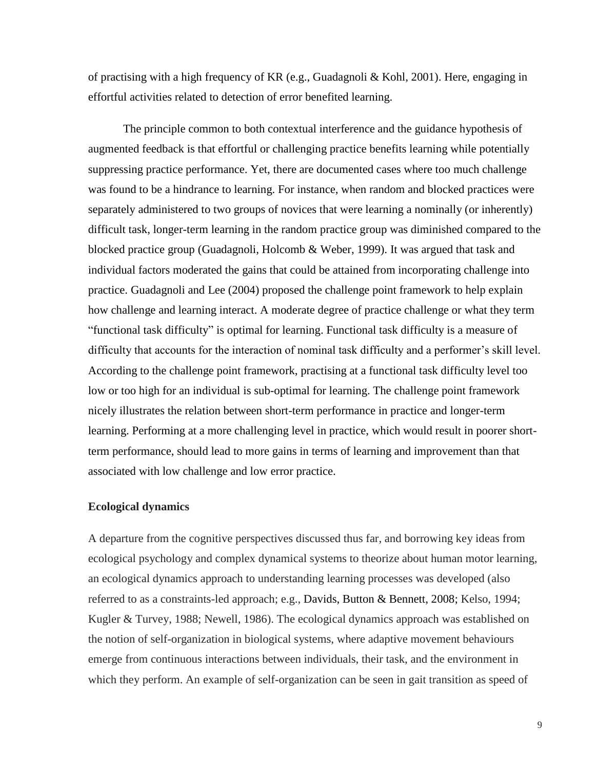of practising with a high frequency of KR (e.g., Guadagnoli & Kohl, 2001). Here, engaging in effortful activities related to detection of error benefited learning.

The principle common to both contextual interference and the guidance hypothesis of augmented feedback is that effortful or challenging practice benefits learning while potentially suppressing practice performance. Yet, there are documented cases where too much challenge was found to be a hindrance to learning. For instance, when random and blocked practices were separately administered to two groups of novices that were learning a nominally (or inherently) difficult task, longer-term learning in the random practice group was diminished compared to the blocked practice group (Guadagnoli, Holcomb & Weber, 1999). It was argued that task and individual factors moderated the gains that could be attained from incorporating challenge into practice. Guadagnoli and Lee (2004) proposed the challenge point framework to help explain how challenge and learning interact. A moderate degree of practice challenge or what they term "functional task difficulty" is optimal for learning. Functional task difficulty is a measure of difficulty that accounts for the interaction of nominal task difficulty and a performer's skill level. According to the challenge point framework, practising at a functional task difficulty level too low or too high for an individual is sub-optimal for learning. The challenge point framework nicely illustrates the relation between short-term performance in practice and longer-term learning. Performing at a more challenging level in practice, which would result in poorer short-term performance, should lead to more gains in terms of learning and improvement than that associated with low challenge and low error practice.

### Ecological dynamics

A departure from the cognitive perspectives discussed thus far, and borrowing key ideas from ecological psychology and complex dynamical systems to theorize about human motor learning, an ecological dynamics approach to understanding learning processes was developed (also referred to as a constraints-led approach; e.g., Davids, Button & Bennett, 2008; Kelso, 1994; Kugler & Turvey, 1988; Newell, 1986). The ecological dynamics approach was established on the notion of self-organization in biological systems, where adaptive movement behaviours emerge from continuous interactions between individuals, their task, and the environment in which they perform. An example of self-organization can be seen in gait transition as speed of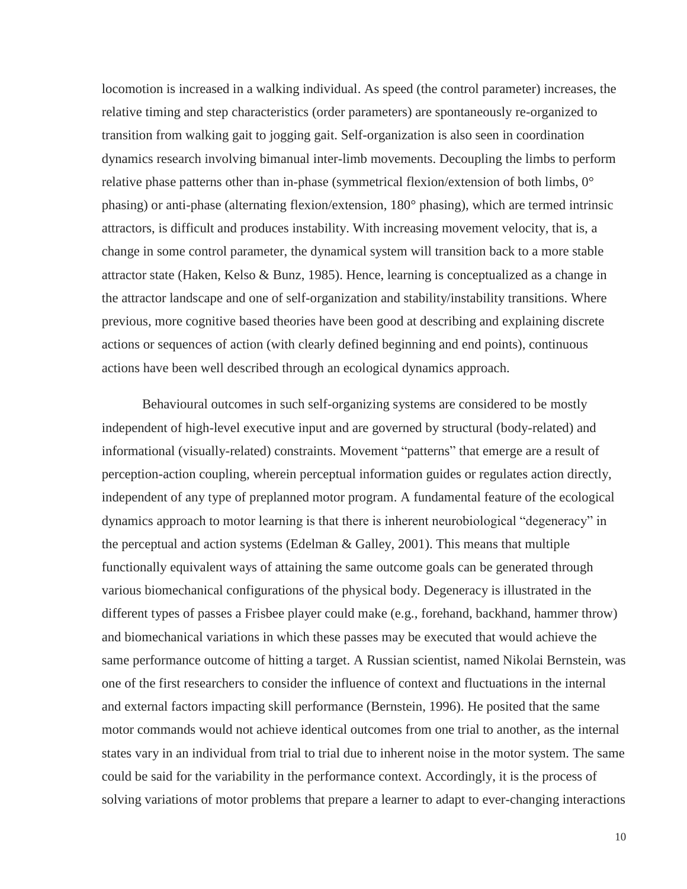locomotion is increased in a walking individual. As speed (the control parameter) increases, the relative timing and step characteristics (order parameters) are spontaneously re-organized to transition from walking gait to jogging gait. Self-organization is also seen in coordination dynamics research involving bimanual inter-limb movements. Decoupling the limbs to perform relative phase patterns other than in-phase (symmetrical flexion/extension of both limbs, 0° phasing) or anti-phase (alternating flexion/extension, 180° phasing), which are termed intrinsic attractors, is difficult and produces instability. With increasing movement velocity, that is, a change in some control parameter, the dynamical system will transition back to a more stable attractor state (Haken, Kelso & Bunz, 1985). Hence, learning is conceptualized as a change in the attractor landscape and one of self-organization and stability/instability transitions. Where previous, more cognitive based theories have been good at describing and explaining discrete actions or sequences of action (with clearly defined beginning and end points), continuous actions have been well described through an ecological dynamics approach.

Behavioural outcomes in such self-organizing systems are considered to be mostly independent of high-level executive input and are governed by structural (body-related) and informational (visually-related) constraints. Movement "patterns" that emerge are a result of perception-action coupling, wherein perceptual information guides or regulates action directly, independent of any type of preplanned motor program. A fundamental feature of the ecological dynamics approach to motor learning is that there is inherent neurobiological "degeneracy" in the perceptual and action systems (Edelman & Galley, 2001). This means that multiple functionally equivalent ways of attaining the same outcome goals can be generated through various biomechanical configurations of the physical body. Degeneracy is illustrated in the different types of passes a Frisbee player could make (e.g., forehand, backhand, hammer throw) and biomechanical variations in which these passes may be executed that would achieve the same performance outcome of hitting a target. A Russian scientist, named Nikolai Bernstein, was one of the first researchers to consider the influence of context and fluctuations in the internal and external factors impacting skill performance (Bernstein, 1996). He posited that the same motor commands would not achieve identical outcomes from one trial to another, as the internal states vary in an individual from trial to trial due to inherent noise in the motor system. The same could be said for the variability in the performance context. Accordingly, it is the process of solving variations of motor problems that prepare a learner to adapt to ever-changing interactions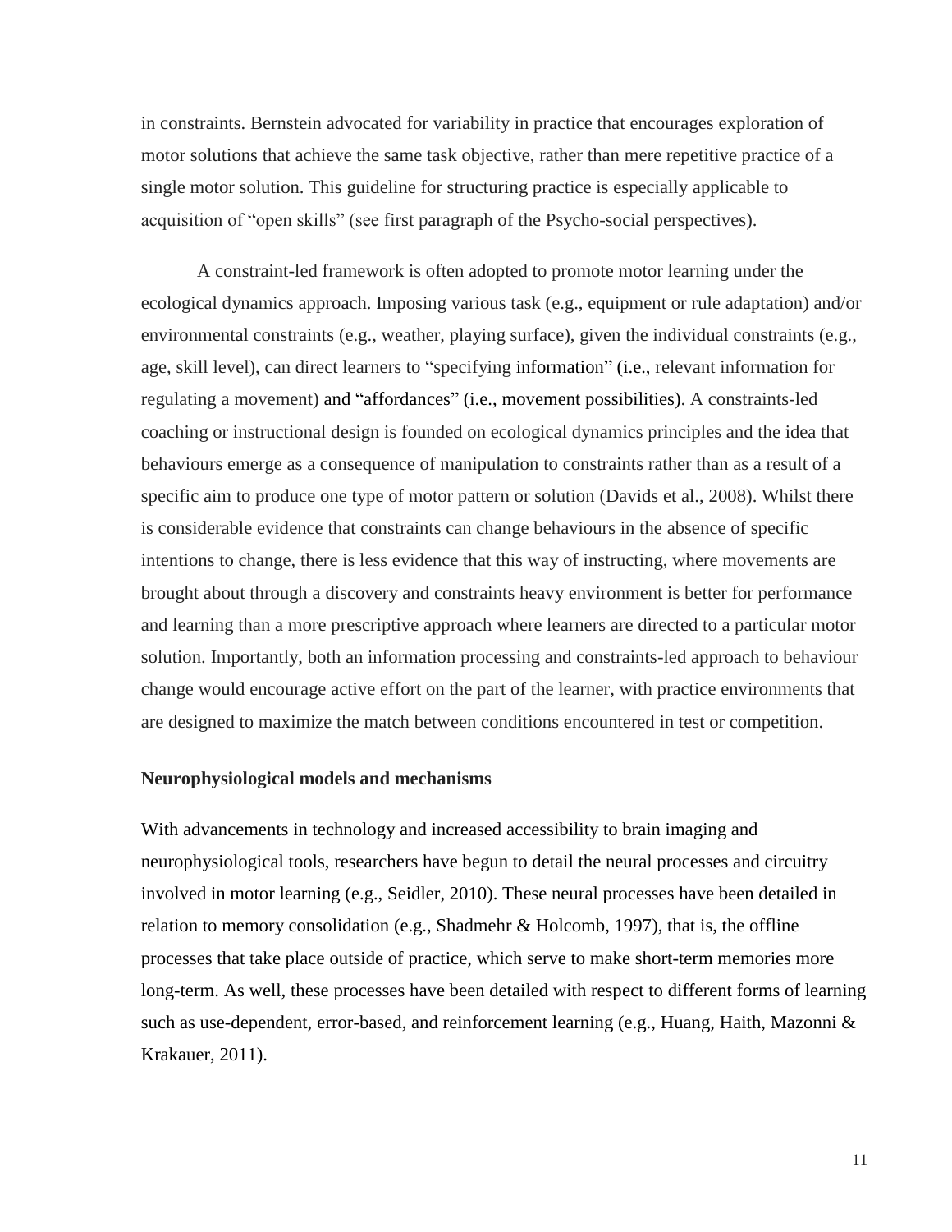in constraints. Bernstein advocated for variability in practice that encourages exploration of motor solutions that achieve the same task objective, rather than mere repetitive practice of a single motor solution. This guideline for structuring practice is especially applicable to acquisition of "open skills" (see first paragraph of the Psycho-social perspectives).

A constraint-led framework is often adopted to promote motor learning under the ecological dynamics approach. Imposing various task (e.g., equipment or rule adaptation) and/or environmental constraints (e.g., weather, playing surface), given the individual constraints (e.g., age, skill level), can direct learners to "specifying information" (i.e., relevant information for regulating a movement) and "affordances" (i.e., movement possibilities). A constraints-led coaching or instructional design is founded on ecological dynamics principles and the idea that behaviours emerge as a consequence of manipulation to constraints rather than as a result of a specific aim to produce one type of motor pattern or solution (Davids et al., 2008). Whilst there is considerable evidence that constraints can change behaviours in the absence of specific intentions to change, there is less evidence that this way of instructing, where movements are brought about through a discovery and constraints heavy environment is better for performance and learning than a more prescriptive approach where learners are directed to a particular motor solution. Importantly, both an information processing and constraints-led approach to behaviour change would encourage active effort on the part of the learner, with practice environments that are designed to maximize the match between conditions encountered in test or competition.

### Neurophysiological models and mechanisms

With advancements in technology and increased accessibility to brain imaging and neurophysiological tools, researchers have begun to detail the neural processes and circuitry involved in motor learning (e.g., Seidler, 2010). These neural processes have been detailed in relation to memory consolidation (e.g., Shadmehr & Holcomb, 1997), that is, the offline processes that take place outside of practice, which serve to make short-term memories more long-term. As well, these processes have been detailed with respect to different forms of learning such as use-dependent, error-based, and reinforcement learning (e.g., Huang, Haith, Mazonni & Krakauer, 2011).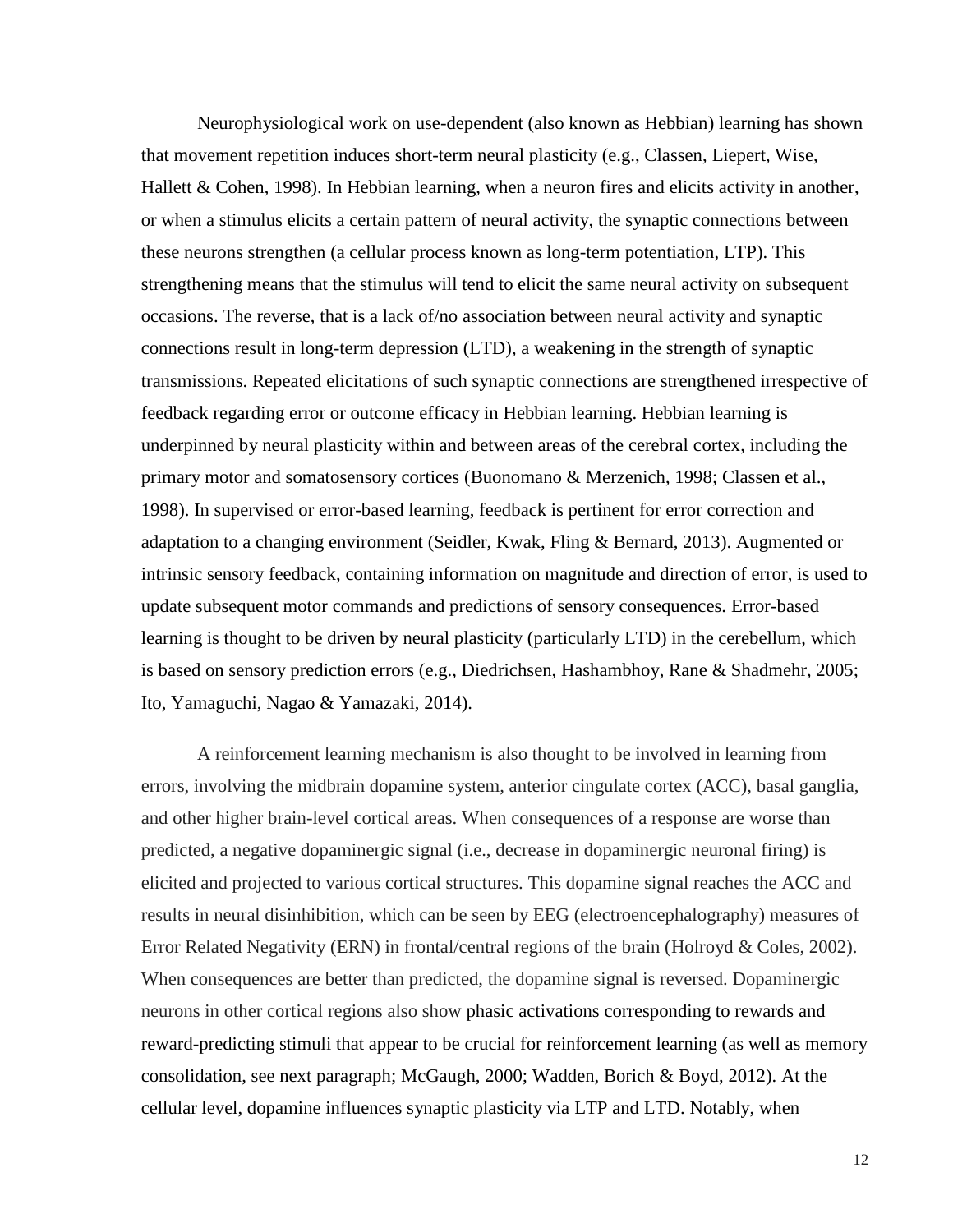Neurophysiological work on use-dependent (also known as Hebbian) learning has shown that movement repetition induces short-term neural plasticity (e.g., Classen, Liepert, Wise, Hallett & Cohen, 1998). In Hebbian learning, when a neuron fires and elicits activity in another, or when a stimulus elicits a certain pattern of neural activity, the synaptic connections between these neurons strengthen (a cellular process known as long-term potentiation, LTP). This strengthening means that the stimulus will tend to elicit the same neural activity on subsequent occasions. The reverse, that is a lack of/no association between neural activity and synaptic connections result in long-term depression (LTD), a weakening in the strength of synaptic transmissions. Repeated elicitations of such synaptic connections are strengthened irrespective of feedback regarding error or outcome efficacy in Hebbian learning. Hebbian learning is underpinned by neural plasticity within and between areas of the cerebral cortex, including the primary motor and somatosensory cortices (Buonomano & Merzenich, 1998; Classen et al., 1998). In supervised or error-based learning, feedback is pertinent for error correction and adaptation to a changing environment (Seidler, Kwak, Fling & Bernard, 2013). Augmented or intrinsic sensory feedback, containing information on magnitude and direction of error, is used to update subsequent motor commands and predictions of sensory consequences. Error-based learning is thought to be driven by neural plasticity (particularly LTD) in the cerebellum, which is based on sensory prediction errors (e.g., Diedrichsen, Hashambhoy, Rane & Shadmehr, 2005; Ito, Yamaguchi, Nagao & Yamazaki, 2014).

A reinforcement learning mechanism is also thought to be involved in learning from errors, involving the midbrain dopamine system, anterior cingulate cortex (ACC), basal ganglia, and other higher brain-level cortical areas. When consequences of a response are worse than predicted, a negative dopaminergic signal (i.e., decrease in dopaminergic neuronal firing) is elicited and projected to various cortical structures. This dopamine signal reaches the ACC and results in neural disinhibition, which can be seen by EEG (electroencephalography) measures of Error Related Negativity (ERN) in frontal/central regions of the brain (Holroyd & Coles, 2002). When consequences are better than predicted, the dopamine signal is reversed. Dopaminergic neurons in other cortical regions also show phasic activations corresponding to rewards and reward-predicting stimuli that appear to be crucial for reinforcement learning (as well as memory consolidation, see next paragraph; McGaugh, 2000; Wadden, Borich & Boyd, 2012). At the cellular level, dopamine influences synaptic plasticity via LTP and LTD. Notably, when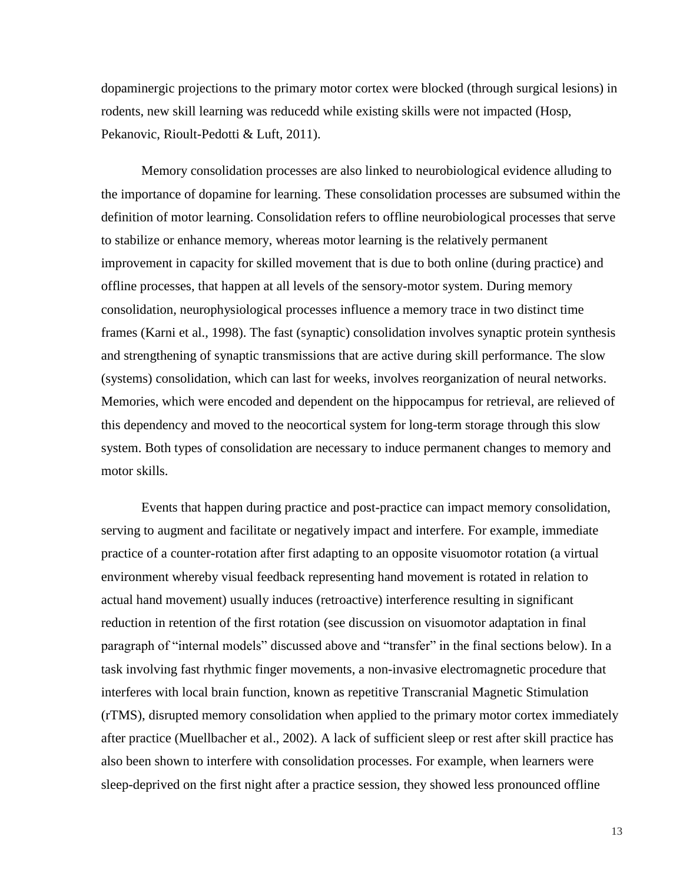dopaminergic projections to the primary motor cortex were blocked (through surgical lesions) in rodents, new skill learning was reducedd while existing skills were not impacted (Hosp, Pekanovic, Rioult-Pedotti & Luft, 2011).

Memory consolidation processes are also linked to neurobiological evidence alluding to the importance of dopamine for learning. These consolidation processes are subsumed within the definition of motor learning. Consolidation refers to offline neurobiological processes that serve to stabilize or enhance memory, whereas motor learning is the relatively permanent improvement in capacity for skilled movement that is due to both online (during practice) and offline processes, that happen at all levels of the sensory-motor system. During memory consolidation, neurophysiological processes influence a memory trace in two distinct time frames (Karni et al., 1998). The fast (synaptic) consolidation involves synaptic protein synthesis and strengthening of synaptic transmissions that are active during skill performance. The slow (systems) consolidation, which can last for weeks, involves reorganization of neural networks. Memories, which were encoded and dependent on the hippocampus for retrieval, are relieved of this dependency and moved to the neocortical system for long-term storage through this slow system. Both types of consolidation are necessary to induce permanent changes to memory and motor skills.

Events that happen during practice and post-practice can impact memory consolidation, serving to augment and facilitate or negatively impact and interfere. For example, immediate practice of a counter-rotation after first adapting to an opposite visuomotor rotation (a virtual environment whereby visual feedback representing hand movement is rotated in relation to actual hand movement) usually induces (retroactive) interference resulting in significant reduction in retention of the first rotation (see discussion on visuomotor adaptation in final paragraph of "internal models" discussed above and "transfer" in the final sections below). In a task involving fast rhythmic finger movements, a non-invasive electromagnetic procedure that interferes with local brain function, known as repetitive Transcranial Magnetic Stimulation (rTMS), disrupted memory consolidation when applied to the primary motor cortex immediately after practice (Muellbacher et al., 2002). A lack of sufficient sleep or rest after skill practice has also been shown to interfere with consolidation processes. For example, when learners were sleep-deprived on the first night after a practice session, they showed less pronounced offline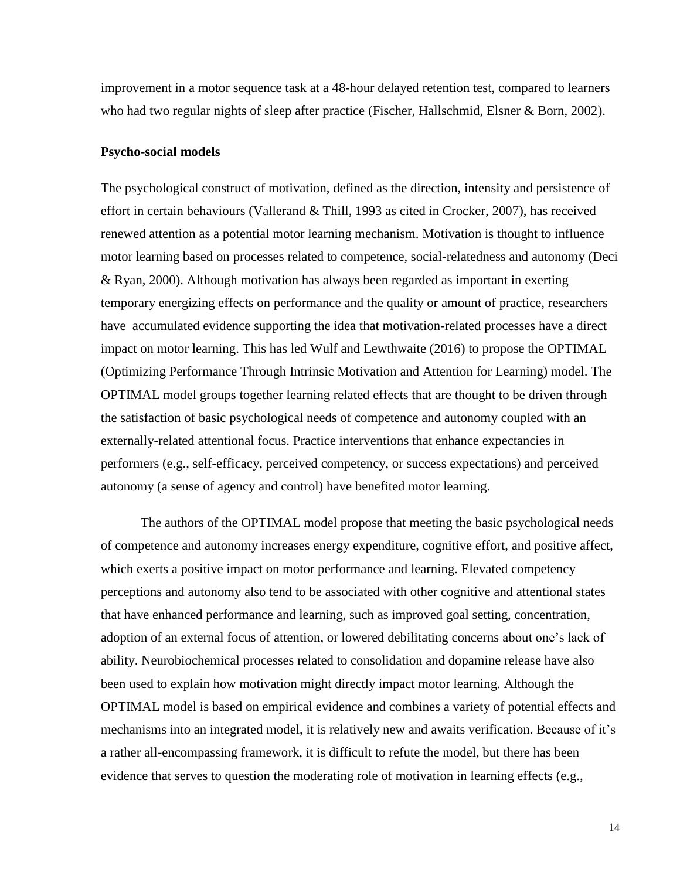improvement in a motor sequence task at a 48-hour delayed retention test, compared to learners who had two regular nights of sleep after practice (Fischer, Hallschmid, Elsner & Born, 2002).

**Psycho-social models**

The psychological construct of motivation, defined as the direction, intensity and persistence of effort in certain behaviours (Vallerand & Thill, 1993 as cited in Crocker, 2007), has received renewed attention as a potential motor learning mechanism. Motivation is thought to influence motor learning based on processes related to competence, social-relatedness and autonomy (Deci & Ryan, 2000). Although motivation has always been regarded as important in exerting temporary energizing effects on performance and the quality or amount of practice, researchers have accumulated evidence supporting the idea that motivation-related processes have a direct impact on motor learning. This has led Wulf and Lewthwaite (2016) to propose the OPTIMAL (Optimizing Performance Through Intrinsic Motivation and Attention for Learning) model. The OPTIMAL model groups together learning related effects that are thought to be driven through the satisfaction of basic psychological needs of competence and autonomy coupled with an externally-related attentional focus. Practice interventions that enhance expectancies in performers (e.g., self-efficacy, perceived competency, or success expectations) and perceived autonomy (a sense of agency and control) have benefited motor learning.

The authors of the OPTIMAL model propose that meeting the basic psychological needs of competence and autonomy increases energy expenditure, cognitive effort, and positive affect, which exerts a positive impact on motor performance and learning. Elevated competency perceptions and autonomy also tend to be associated with other cognitive and attentional states that have enhanced performance and learning, such as improved goal setting, concentration, adoption of an external focus of attention, or lowered debilitating concerns about one's lack of ability. Neurobiochemical processes related to consolidation and dopamine release have also been used to explain how motivation might directly impact motor learning. Although the OPTIMAL model is based on empirical evidence and combines a variety of potential effects and mechanisms into an integrated model, it is relatively new and awaits verification. Because of it's a rather all-encompassing framework, it is difficult to refute the model, but there has been evidence that serves to question the moderating role of motivation in learning effects (e.g.,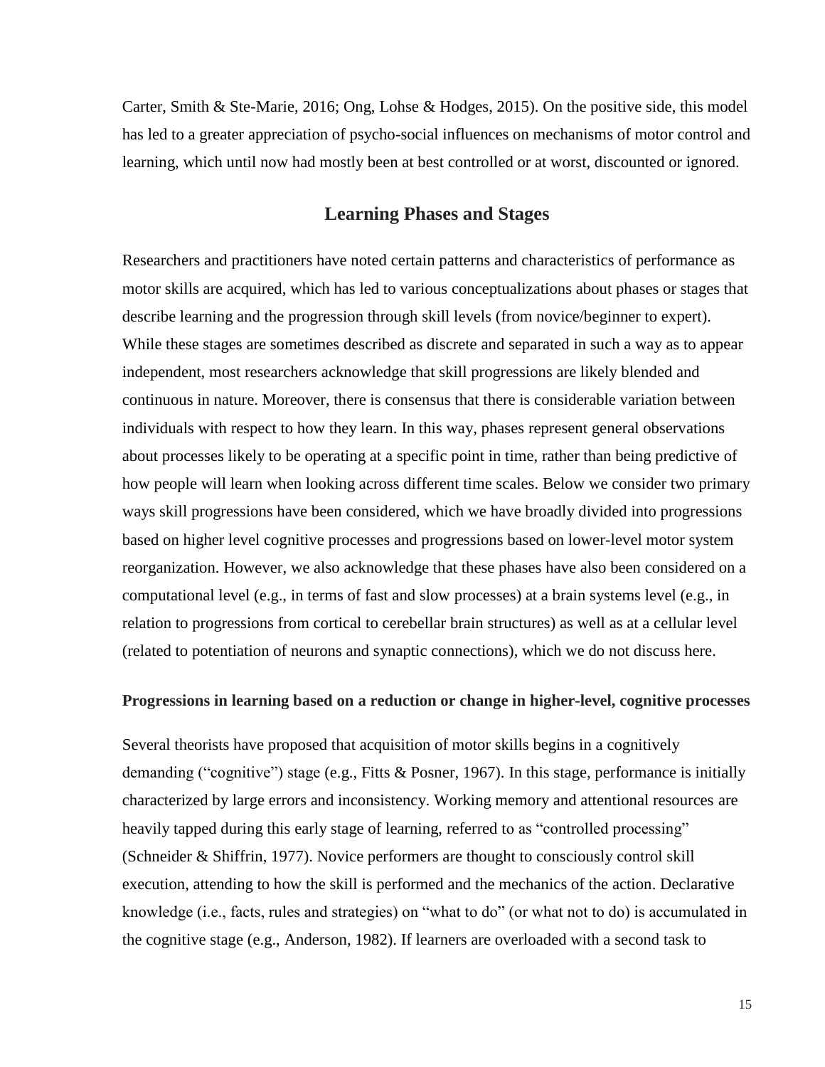Carter, Smith & Ste-Marie, 2016; Ong, Lohse & Hodges, 2015). On the positive side, this model has led to a greater appreciation of psycho-social influences on mechanisms of motor control and learning, which until now had mostly been at best controlled or at worst, discounted or ignored.

## Learning Phases and Stages

Researchers and practitioners have noted certain patterns and characteristics of performance as motor skills are acquired, which has led to various conceptualizations about phases or stages that describe learning and the progression through skill levels (from novice/beginner to expert). While these stages are sometimes described as discrete and separated in such a way as to appear independent, most researchers acknowledge that skill progressions are likely blended and continuous in nature. Moreover, there is consensus that there is considerable variation between individuals with respect to how they learn. In this way, phases represent general observations about processes likely to be operating at a specific point in time, rather than being predictive of how people will learn when looking across different time scales. Below we consider two primary ways skill progressions have been considered, which we have broadly divided into progressions based on higher level cognitive processes and progressions based on lower-level motor system reorganization. However, we also acknowledge that these phases have also been considered on a computational level (e.g., in terms of fast and slow processes) at a brain systems level (e.g., in relation to progressions from cortical to cerebellar brain structures) as well as at a cellular level (related to potentiation of neurons and synaptic connections), which we do not discuss here.

### Progressions in learning based on a reduction or change in higher-level, cognitive processes

Several theorists have proposed that acquisition of motor skills begins in a cognitively demanding ("cognitive") stage (e.g., Fitts & Posner, 1967). In this stage, performance is initially characterized by large errors and inconsistency. Working memory and attentional resources are heavily tapped during this early stage of learning, referred to as "controlled processing" (Schneider & Shiffrin, 1977). Novice performers are thought to consciously control skill execution, attending to how the skill is performed and the mechanics of the action. Declarative knowledge (i.e., facts, rules and strategies) on "what to do" (or what not to do) is accumulated in the cognitive stage (e.g., Anderson, 1982). If learners are overloaded with a second task to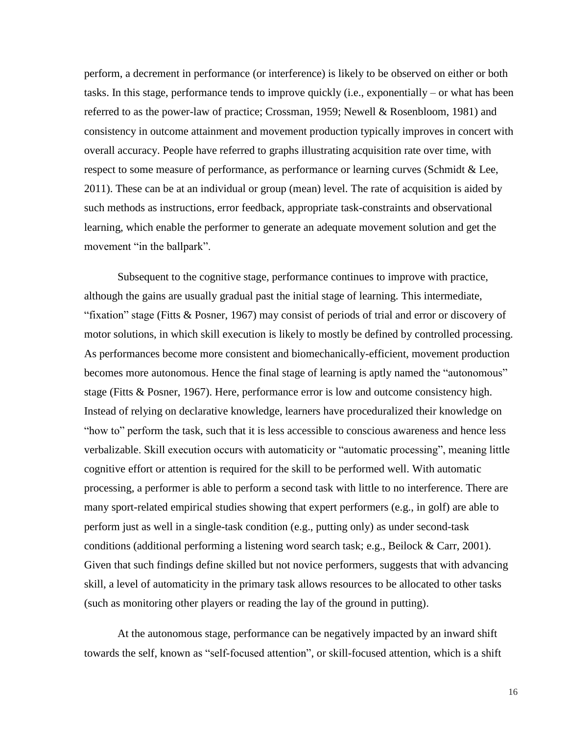perform, a decrement in performance (or interference) is likely to be observed on either or both tasks. In this stage, performance tends to improve quickly (i.e., exponentially – or what has been referred to as the power-law of practice; Crossman, 1959; Newell & Rosenbloom, 1981) and consistency in outcome attainment and movement production typically improves in concert with overall accuracy. People have referred to graphs illustrating acquisition rate over time, with respect to some measure of performance, as performance or learning curves (Schmidt & Lee, 2011). These can be at an individual or group (mean) level. The rate of acquisition is aided by such methods as instructions, error feedback, appropriate task-constraints and observational learning, which enable the performer to generate an adequate movement solution and get the movement "in the ballpark".

Subsequent to the cognitive stage, performance continues to improve with practice, although the gains are usually gradual past the initial stage of learning. This intermediate, "fixation" stage (Fitts & Posner, 1967) may consist of periods of trial and error or discovery of motor solutions, in which skill execution is likely to mostly be defined by controlled processing. As performances become more consistent and biomechanically-efficient, movement production becomes more autonomous. Hence the final stage of learning is aptly named the "autonomous" stage (Fitts & Posner, 1967). Here, performance error is low and outcome consistency high. Instead of relying on declarative knowledge, learners have proceduralized their knowledge on "how to" perform the task, such that it is less accessible to conscious awareness and hence less verbalizable. Skill execution occurs with automaticity or "automatic processing", meaning little cognitive effort or attention is required for the skill to be performed well. With automatic processing, a performer is able to perform a second task with little to no interference. There are many sport-related empirical studies showing that expert performers (e.g., in golf) are able to perform just as well in a single-task condition (e.g., putting only) as under second-task conditions (additional performing a listening word search task; e.g., Beilock & Carr, 2001). Given that such findings define skilled but not novice performers, suggests that with advancing skill, a level of automaticity in the primary task allows resources to be allocated to other tasks (such as monitoring other players or reading the lay of the ground in putting).

At the autonomous stage, performance can be negatively impacted by an inward shift towards the self, known as "self-focused attention", or skill-focused attention, which is a shift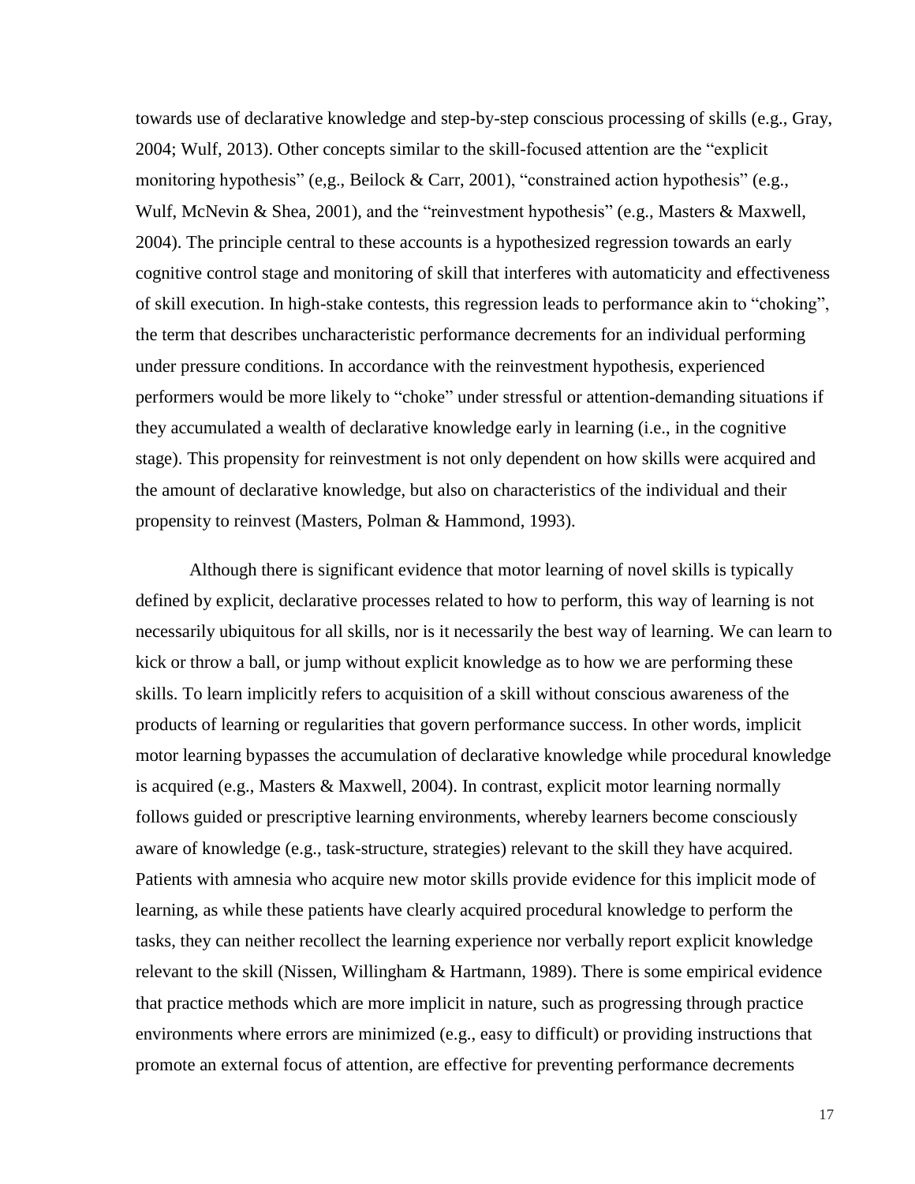towards use of declarative knowledge and step-by-step conscious processing of skills (e.g., Gray, 2004; Wulf, 2013). Other concepts similar to the skill-focused attention are the “explicit monitoring hypothesis” (e,g., Beilock & Carr, 2001), “constrained action hypothesis” (e.g., Wulf, McNevin & Shea, 2001), and the “reinvestment hypothesis” (e.g., Masters & Maxwell, 2004). The principle central to these accounts is a hypothesized regression towards an early cognitive control stage and monitoring of skill that interferes with automaticity and effectiveness of skill execution. In high-stake contests, this regression leads to performance akin to “choking”, the term that describes uncharacteristic performance decrements for an individual performing under pressure conditions. In accordance with the reinvestment hypothesis, experienced performers would be more likely to “choke” under stressful or attention-demanding situations if they accumulated a wealth of declarative knowledge early in learning (i.e., in the cognitive stage). This propensity for reinvestment is not only dependent on how skills were acquired and the amount of declarative knowledge, but also on characteristics of the individual and their propensity to reinvest (Masters, Polman & Hammond, 1993).

Although there is significant evidence that motor learning of novel skills is typically defined by explicit, declarative processes related to how to perform, this way of learning is not necessarily ubiquitous for all skills, nor is it necessarily the best way of learning. We can learn to kick or throw a ball, or jump without explicit knowledge as to how we are performing these skills. To learn implicitly refers to acquisition of a skill without conscious awareness of the products of learning or regularities that govern performance success. In other words, implicit motor learning bypasses the accumulation of declarative knowledge while procedural knowledge is acquired (e.g., Masters & Maxwell, 2004). In contrast, explicit motor learning normally follows guided or prescriptive learning environments, whereby learners become consciously aware of knowledge (e.g., task-structure, strategies) relevant to the skill they have acquired. Patients with amnesia who acquire new motor skills provide evidence for this implicit mode of learning, as while these patients have clearly acquired procedural knowledge to perform the tasks, they can neither recollect the learning experience nor verbally report explicit knowledge relevant to the skill (Nissen, Willingham & Hartmann, 1989). There is some empirical evidence that practice methods which are more implicit in nature, such as progressing through practice environments where errors are minimized (e.g., easy to difficult) or providing instructions that promote an external focus of attention, are effective for preventing performance decrements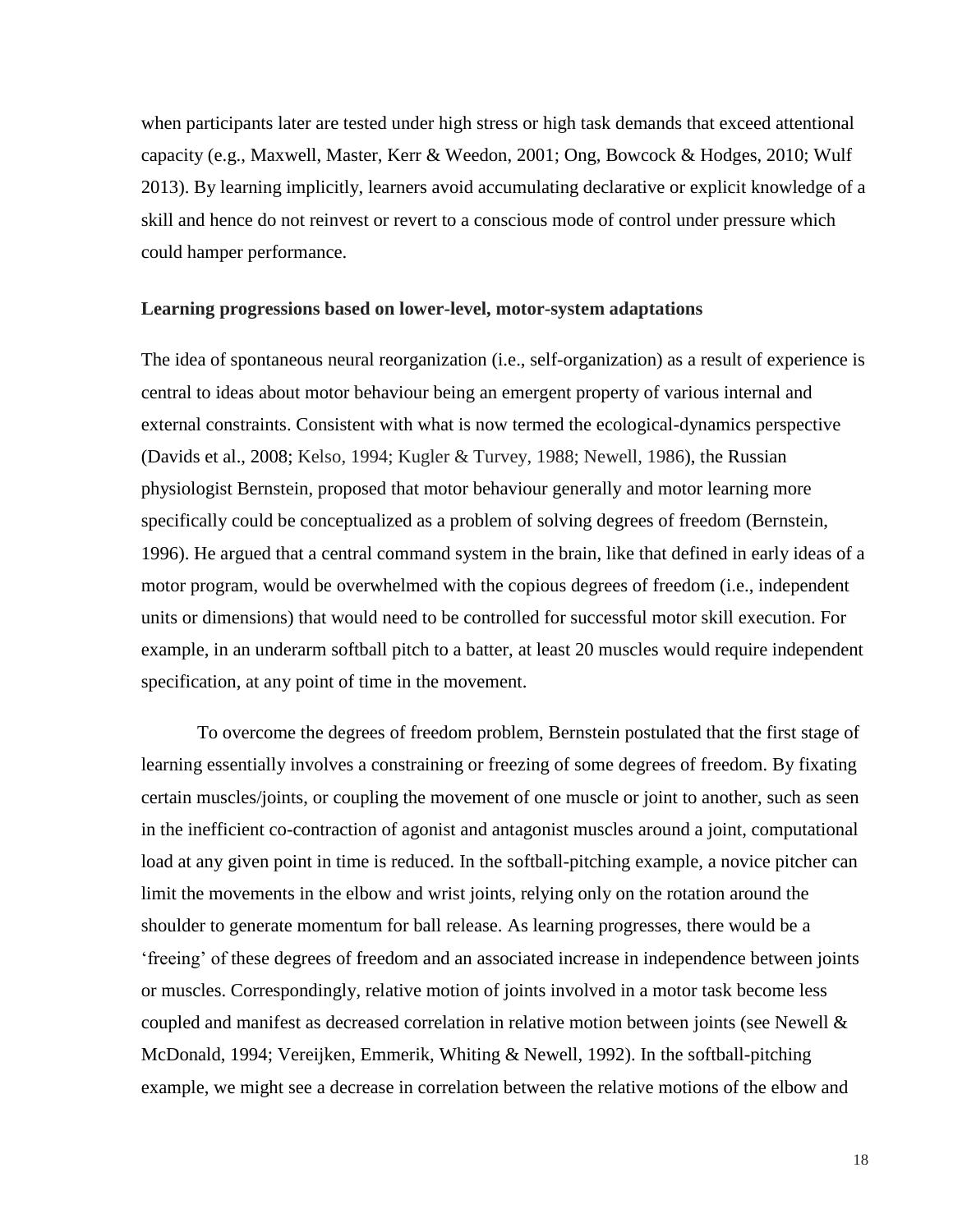when participants later are tested under high stress or high task demands that exceed attentional capacity (e.g., Maxwell, Master, Kerr & Weedon, 2001; Ong, Bowcock & Hodges, 2010; Wulf 2013). By learning implicitly, learners avoid accumulating declarative or explicit knowledge of a skill and hence do not reinvest or revert to a conscious mode of control under pressure which could hamper performance.

**Learning progressions based on lower-level, motor-system adaptations**

The idea of spontaneous neural reorganization (i.e., self-organization) as a result of experience is central to ideas about motor behaviour being an emergent property of various internal and external constraints. Consistent with what is now termed the ecological-dynamics perspective (Davids et al., 2008; Kelso, 1994; Kugler & Turvey, 1988; Newell, 1986), the Russian physiologist Bernstein, proposed that motor behaviour generally and motor learning more specifically could be conceptualized as a problem of solving degrees of freedom (Bernstein, 1996). He argued that a central command system in the brain, like that defined in early ideas of a motor program, would be overwhelmed with the copious degrees of freedom (i.e., independent units or dimensions) that would need to be controlled for successful motor skill execution. For example, in an underarm softball pitch to a batter, at least 20 muscles would require independent specification, at any point of time in the movement.

To overcome the degrees of freedom problem, Bernstein postulated that the first stage of learning essentially involves a constraining or freezing of some degrees of freedom. By fixating certain muscles/joints, or coupling the movement of one muscle or joint to another, such as seen in the inefficient co-contraction of agonist and antagonist muscles around a joint, computational load at any given point in time is reduced. In the softball-pitching example, a novice pitcher can limit the movements in the elbow and wrist joints, relying only on the rotation around the shoulder to generate momentum for ball release. As learning progresses, there would be a 'freeing' of these degrees of freedom and an associated increase in independence between joints or muscles. Correspondingly, relative motion of joints involved in a motor task become less coupled and manifest as decreased correlation in relative motion between joints (see Newell & McDonald, 1994; Vereijken, Emmerik, Whiting & Newell, 1992). In the softball-pitching example, we might see a decrease in correlation between the relative motions of the elbow and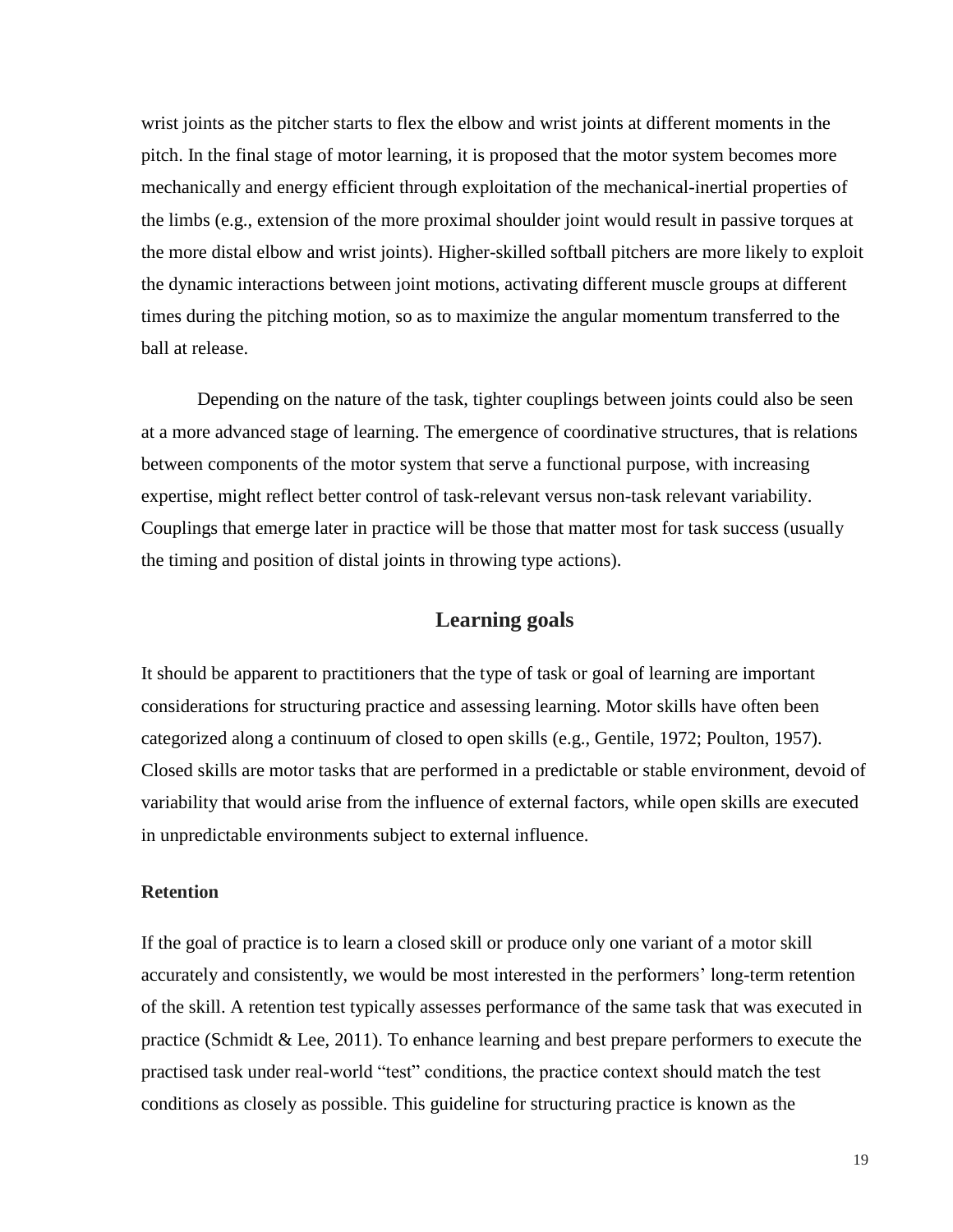wrist joints as the pitcher starts to flex the elbow and wrist joints at different moments in the pitch. In the final stage of motor learning, it is proposed that the motor system becomes more mechanically and energy efficient through exploitation of the mechanical-inertial properties of the limbs (e.g., extension of the more proximal shoulder joint would result in passive torques at the more distal elbow and wrist joints). Higher-skilled softball pitchers are more likely to exploit the dynamic interactions between joint motions, activating different muscle groups at different times during the pitching motion, so as to maximize the angular momentum transferred to the ball at release.

Depending on the nature of the task, tighter couplings between joints could also be seen at a more advanced stage of learning. The emergence of coordinative structures, that is relations between components of the motor system that serve a functional purpose, with increasing expertise, might reflect better control of task-relevant versus non-task relevant variability. Couplings that emerge later in practice will be those that matter most for task success (usually the timing and position of distal joints in throwing type actions).

## Learning goals

It should be apparent to practitioners that the type of task or goal of learning are important considerations for structuring practice and assessing learning. Motor skills have often been categorized along a continuum of closed to open skills (e.g., Gentile, 1972; Poulton, 1957). Closed skills are motor tasks that are performed in a predictable or stable environment, devoid of variability that would arise from the influence of external factors, while open skills are executed in unpredictable environments subject to external influence.

### Retention

If the goal of practice is to learn a closed skill or produce only one variant of a motor skill accurately and consistently, we would be most interested in the performers' long-term retention of the skill. A retention test typically assesses performance of the same task that was executed in practice (Schmidt & Lee, 2011). To enhance learning and best prepare performers to execute the practised task under real-world "test" conditions, the practice context should match the test conditions as closely as possible. This guideline for structuring practice is known as the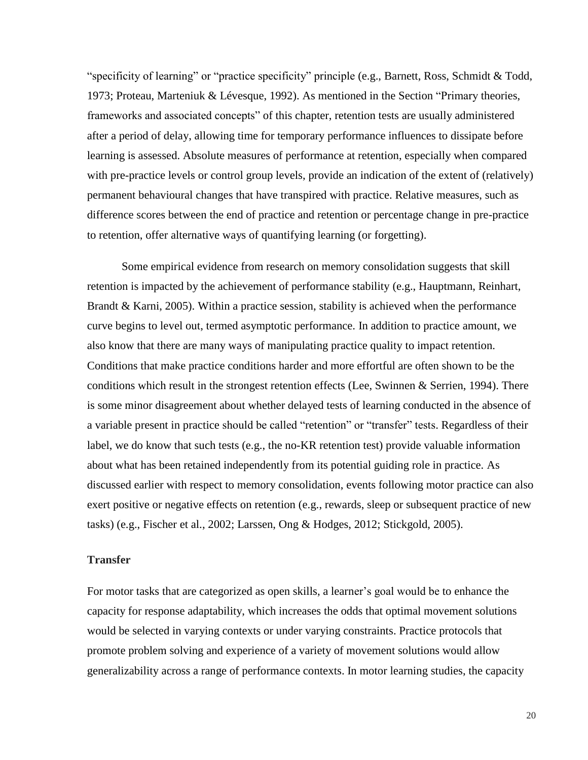"specificity of learning" or "practice specificity" principle (e.g., Barnett, Ross, Schmidt & Todd, 1973; Proteau, Marteniuk & Lévesque, 1992). As mentioned in the Section "Primary theories, frameworks and associated concepts" of this chapter, retention tests are usually administered after a period of delay, allowing time for temporary performance influences to dissipate before learning is assessed. Absolute measures of performance at retention, especially when compared with pre-practice levels or control group levels, provide an indication of the extent of (relatively) permanent behavioural changes that have transpired with practice. Relative measures, such as difference scores between the end of practice and retention or percentage change in pre-practice to retention, offer alternative ways of quantifying learning (or forgetting).

Some empirical evidence from research on memory consolidation suggests that skill retention is impacted by the achievement of performance stability (e.g., Hauptmann, Reinhart, Brandt & Karni, 2005). Within a practice session, stability is achieved when the performance curve begins to level out, termed asymptotic performance. In addition to practice amount, we also know that there are many ways of manipulating practice quality to impact retention. Conditions that make practice conditions harder and more effortful are often shown to be the conditions which result in the strongest retention effects (Lee, Swinnen & Serrien, 1994). There is some minor disagreement about whether delayed tests of learning conducted in the absence of a variable present in practice should be called "retention" or "transfer" tests. Regardless of their label, we do know that such tests (e.g., the no-KR retention test) provide valuable information about what has been retained independently from its potential guiding role in practice. As discussed earlier with respect to memory consolidation, events following motor practice can also exert positive or negative effects on retention (e.g., rewards, sleep or subsequent practice of new tasks) (e.g., Fischer et al., 2002; Larssen, Ong & Hodges, 2012; Stickgold, 2005).

### Transfer

For motor tasks that are categorized as open skills, a learner's goal would be to enhance the capacity for response adaptability, which increases the odds that optimal movement solutions would be selected in varying contexts or under varying constraints. Practice protocols that promote problem solving and experience of a variety of movement solutions would allow generalizability across a range of performance contexts. In motor learning studies, the capacity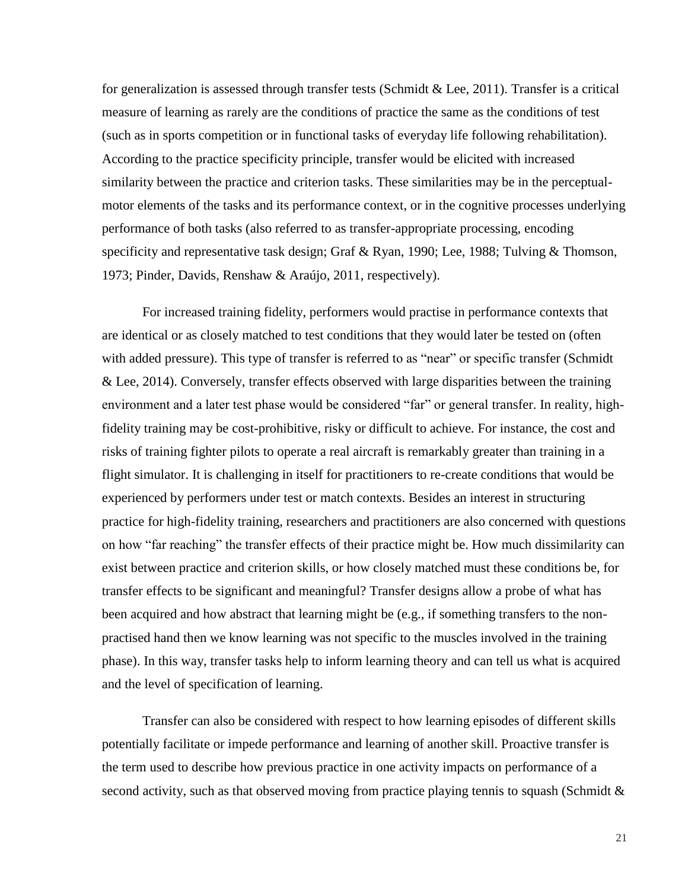for generalization is assessed through transfer tests (Schmidt & Lee, 2011). Transfer is a critical measure of learning as rarely are the conditions of practice the same as the conditions of test (such as in sports competition or in functional tasks of everyday life following rehabilitation). According to the practice specificity principle, transfer would be elicited with increased similarity between the practice and criterion tasks. These similarities may be in the perceptual-motor elements of the tasks and its performance context, or in the cognitive processes underlying performance of both tasks (also referred to as transfer-appropriate processing, encoding specificity and representative task design; Graf & Ryan, 1990; Lee, 1988; Tulving & Thomson, 1973; Pinder, Davids, Renshaw & Araújo, 2011, respectively).

For increased training fidelity, performers would practise in performance contexts that are identical or as closely matched to test conditions that they would later be tested on (often with added pressure). This type of transfer is referred to as "near" or specific transfer (Schmidt & Lee, 2014). Conversely, transfer effects observed with large disparities between the training environment and a later test phase would be considered "far" or general transfer. In reality, high-fidelity training may be cost-prohibitive, risky or difficult to achieve. For instance, the cost and risks of training fighter pilots to operate a real aircraft is remarkably greater than training in a flight simulator. It is challenging in itself for practitioners to re-create conditions that would be experienced by performers under test or match contexts. Besides an interest in structuring practice for high-fidelity training, researchers and practitioners are also concerned with questions on how "far reaching" the transfer effects of their practice might be. How much dissimilarity can exist between practice and criterion skills, or how closely matched must these conditions be, for transfer effects to be significant and meaningful? Transfer designs allow a probe of what has been acquired and how abstract that learning might be (e.g., if something transfers to the non-practised hand then we know learning was not specific to the muscles involved in the training phase). In this way, transfer tasks help to inform learning theory and can tell us what is acquired and the level of specification of learning.

Transfer can also be considered with respect to how learning episodes of different skills potentially facilitate or impede performance and learning of another skill. Proactive transfer is the term used to describe how previous practice in one activity impacts on performance of a second activity, such as that observed moving from practice playing tennis to squash (Schmidt &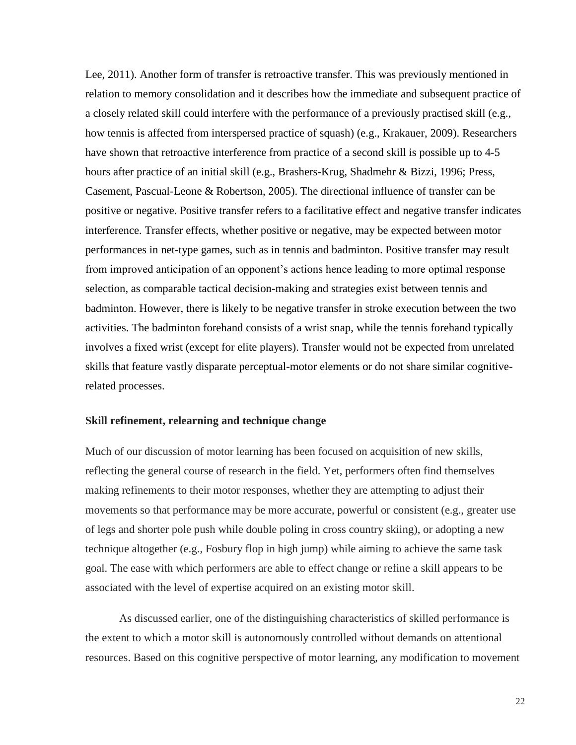Lee, 2011). Another form of transfer is retroactive transfer. This was previously mentioned in relation to memory consolidation and it describes how the immediate and subsequent practice of a closely related skill could interfere with the performance of a previously practised skill (e.g., how tennis is affected from interspersed practice of squash) (e.g., Krakauer, 2009). Researchers have shown that retroactive interference from practice of a second skill is possible up to 4-5 hours after practice of an initial skill (e.g., Brashers-Krug, Shadmehr & Bizzi, 1996; Press, Casement, Pascual-Leone & Robertson, 2005). The directional influence of transfer can be positive or negative. Positive transfer refers to a facilitative effect and negative transfer indicates interference. Transfer effects, whether positive or negative, may be expected between motor performances in net-type games, such as in tennis and badminton. Positive transfer may result from improved anticipation of an opponent's actions hence leading to more optimal response selection, as comparable tactical decision-making and strategies exist between tennis and badminton. However, there is likely to be negative transfer in stroke execution between the two activities. The badminton forehand consists of a wrist snap, while the tennis forehand typically involves a fixed wrist (except for elite players). Transfer would not be expected from unrelated skills that feature vastly disparate perceptual-motor elements or do not share similar cognitive-related processes.

**Skill refinement, relearning and technique change**

Much of our discussion of motor learning has been focused on acquisition of new skills, reflecting the general course of research in the field. Yet, performers often find themselves making refinements to their motor responses, whether they are attempting to adjust their movements so that performance may be more accurate, powerful or consistent (e.g., greater use of legs and shorter pole push while double poling in cross country skiing), or adopting a new technique altogether (e.g., Fosbury flop in high jump) while aiming to achieve the same task goal. The ease with which performers are able to effect change or refine a skill appears to be associated with the level of expertise acquired on an existing motor skill.

As discussed earlier, one of the distinguishing characteristics of skilled performance is the extent to which a motor skill is autonomously controlled without demands on attentional resources. Based on this cognitive perspective of motor learning, any modification to movement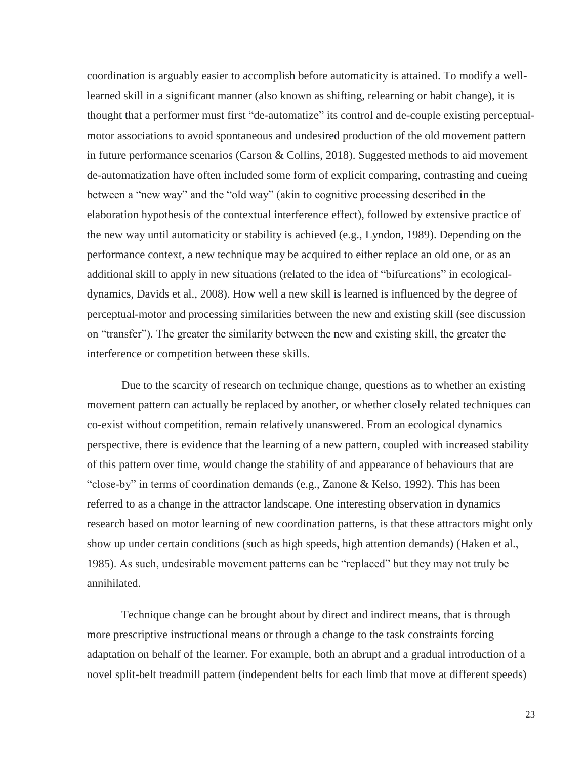coordination is arguably easier to accomplish before automaticity is attained. To modify a well-learned skill in a significant manner (also known as shifting, relearning or habit change), it is thought that a performer must first "de-automatize" its control and de-couple existing perceptual-motor associations to avoid spontaneous and undesired production of the old movement pattern in future performance scenarios (Carson & Collins, 2018). Suggested methods to aid movement de-automatization have often included some form of explicit comparing, contrasting and cueing between a "new way" and the "old way" (akin to cognitive processing described in the elaboration hypothesis of the contextual interference effect), followed by extensive practice of the new way until automaticity or stability is achieved (e.g., Lyndon, 1989). Depending on the performance context, a new technique may be acquired to either replace an old one, or as an additional skill to apply in new situations (related to the idea of "bifurcations" in ecological-dynamics, Davids et al., 2008). How well a new skill is learned is influenced by the degree of perceptual-motor and processing similarities between the new and existing skill (see discussion on "transfer"). The greater the similarity between the new and existing skill, the greater the interference or competition between these skills.

Due to the scarcity of research on technique change, questions as to whether an existing movement pattern can actually be replaced by another, or whether closely related techniques can co-exist without competition, remain relatively unanswered. From an ecological dynamics perspective, there is evidence that the learning of a new pattern, coupled with increased stability of this pattern over time, would change the stability of and appearance of behaviours that are "close-by" in terms of coordination demands (e.g., Zanone & Kelso, 1992). This has been referred to as a change in the attractor landscape. One interesting observation in dynamics research based on motor learning of new coordination patterns, is that these attractors might only show up under certain conditions (such as high speeds, high attention demands) (Haken et al., 1985). As such, undesirable movement patterns can be "replaced" but they may not truly be annihilated.

Technique change can be brought about by direct and indirect means, that is through more prescriptive instructional means or through a change to the task constraints forcing adaptation on behalf of the learner. For example, both an abrupt and a gradual introduction of a novel split-belt treadmill pattern (independent belts for each limb that move at different speeds)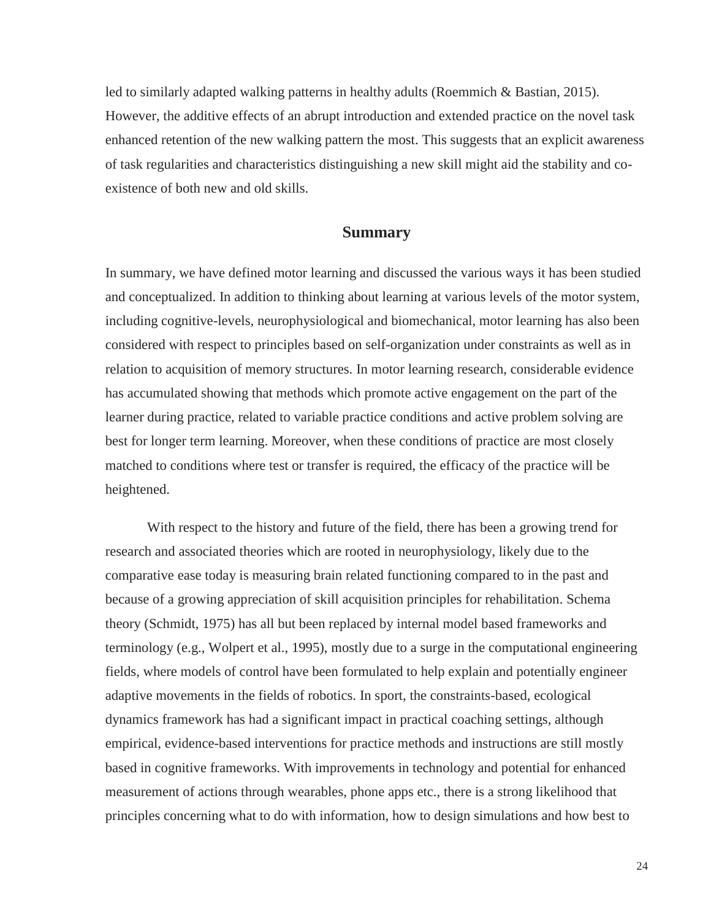led to similarly adapted walking patterns in healthy adults (Roemmich & Bastian, 2015). However, the additive effects of an abrupt introduction and extended practice on the novel task enhanced retention of the new walking pattern the most. This suggests that an explicit awareness of task regularities and characteristics distinguishing a new skill might aid the stability and co-existence of both new and old skills.

## Summary

In summary, we have defined motor learning and discussed the various ways it has been studied and conceptualized. In addition to thinking about learning at various levels of the motor system, including cognitive-levels, neurophysiological and biomechanical, motor learning has also been considered with respect to principles based on self-organization under constraints as well as in relation to acquisition of memory structures. In motor learning research, considerable evidence has accumulated showing that methods which promote active engagement on the part of the learner during practice, related to variable practice conditions and active problem solving are best for longer term learning. Moreover, when these conditions of practice are most closely matched to conditions where test or transfer is required, the efficacy of the practice will be heightened.

With respect to the history and future of the field, there has been a growing trend for research and associated theories which are rooted in neurophysiology, likely due to the comparative ease today is measuring brain related functioning compared to in the past and because of a growing appreciation of skill acquisition principles for rehabilitation. Schema theory (Schmidt, 1975) has all but been replaced by internal model based frameworks and terminology (e.g., Wolpert et al., 1995), mostly due to a surge in the computational engineering fields, where models of control have been formulated to help explain and potentially engineer adaptive movements in the fields of robotics. In sport, the constraints-based, ecological dynamics framework has had a significant impact in practical coaching settings, although empirical, evidence-based interventions for practice methods and instructions are still mostly based in cognitive frameworks. With improvements in technology and potential for enhanced measurement of actions through wearables, phone apps etc., there is a strong likelihood that principles concerning what to do with information, how to design simulations and how best to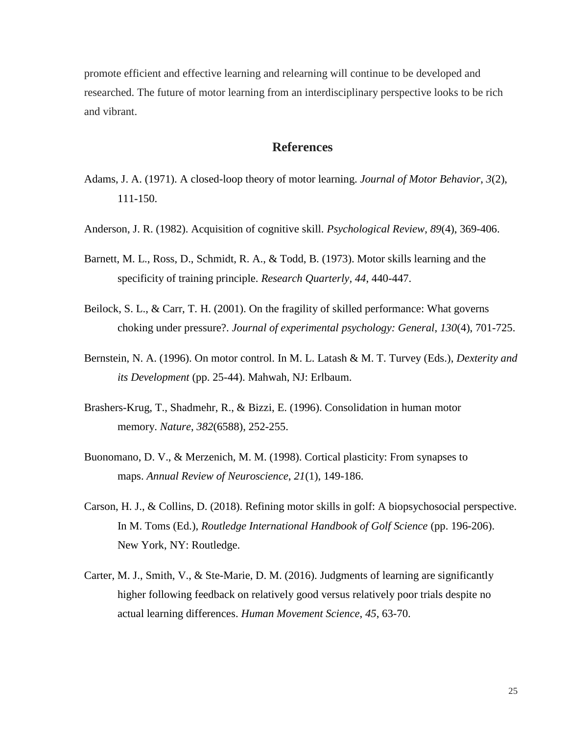promote efficient and effective learning and relearning will continue to be developed and researched. The future of motor learning from an interdisciplinary perspective looks to be rich and vibrant.

## References

Adams, J. A. (1971). A closed-loop theory of motor learning. *Journal of Motor Behavior*, *3*(2), 111-150.

Anderson, J. R. (1982). Acquisition of cognitive skill. *Psychological Review*, *89*(4), 369-406.

Barnett, M. L., Ross, D., Schmidt, R. A., & Todd, B. (1973). Motor skills learning and the specificity of training principle. *Research Quarterly, 44*, 440-447.

Beilock, S. L., & Carr, T. H. (2001). On the fragility of skilled performance: What governs choking under pressure?. *Journal of experimental psychology: General*, *130*(4), 701-725.

Bernstein, N. A. (1996). On motor control. In M. L. Latash & M. T. Turvey (Eds.), *Dexterity and its Development* (pp. 25-44). Mahwah, NJ: Erlbaum.

Brashers-Krug, T., Shadmehr, R., & Bizzi, E. (1996). Consolidation in human motor memory. *Nature*, *382*(6588), 252-255.

Buonomano, D. V., & Merzenich, M. M. (1998). Cortical plasticity: From synapses to maps. *Annual Review of Neuroscience*, *21*(1), 149-186.

Carson, H. J., & Collins, D. (2018). Refining motor skills in golf: A biopsychosocial perspective. In M. Toms (Ed.), *Routledge International Handbook of Golf Science* (pp. 196-206). New York, NY: Routledge.

Carter, M. J., Smith, V., & Ste-Marie, D. M. (2016). Judgments of learning are significantly higher following feedback on relatively good versus relatively poor trials despite no actual learning differences. *Human Movement Science*, *45*, 63-70.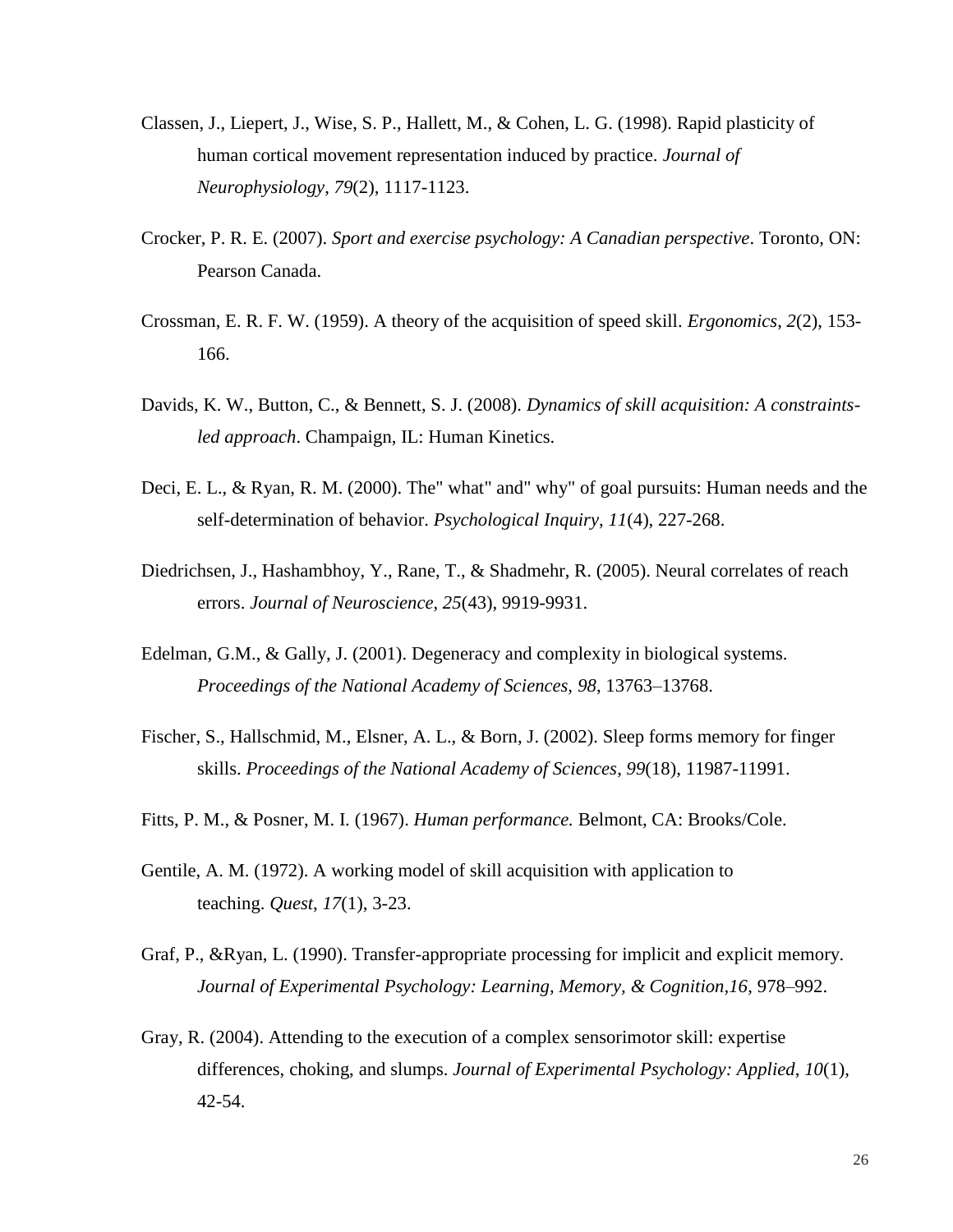Classen, J., Liepert, J., Wise, S. P., Hallett, M., & Cohen, L. G. (1998). Rapid plasticity of human cortical movement representation induced by practice. *Journal of Neurophysiology*, *79*(2), 1117-1123.

Crocker, P. R. E. (2007). *Sport and exercise psychology: A Canadian perspective*. Toronto, ON: Pearson Canada.

Crossman, E. R. F. W. (1959). A theory of the acquisition of speed skill. *Ergonomics*, *2*(2), 153-166.

Davids, K. W., Button, C., & Bennett, S. J. (2008). *Dynamics of skill acquisition: A constraints-led approach*. Champaign, IL: Human Kinetics.

Deci, E. L., & Ryan, R. M. (2000). The" what" and" why" of goal pursuits: Human needs and the self-determination of behavior. *Psychological Inquiry*, *11*(4), 227-268.

Diedrichsen, J., Hashambhoy, Y., Rane, T., & Shadmehr, R. (2005). Neural correlates of reach errors. *Journal of Neuroscience*, *25*(43), 9919-9931.

Edelman, G.M., & Gally, J. (2001). Degeneracy and complexity in biological systems. *Proceedings of the National Academy of Sciences, 98*, 13763–13768.

Fischer, S., Hallschmid, M., Elsner, A. L., & Born, J. (2002). Sleep forms memory for finger skills. *Proceedings of the National Academy of Sciences*, *99*(18), 11987-11991.

Fitts, P. M., & Posner, M. I. (1967). *Human performance.* Belmont, CA: Brooks/Cole.

Gentile, A. M. (1972). A working model of skill acquisition with application to teaching. *Quest*, *17*(1), 3-23.

Graf, P., &Ryan, L. (1990). Transfer-appropriate processing for implicit and explicit memory. *Journal of Experimental Psychology: Learning, Memory, & Cognition,16*, 978–992.

Gray, R. (2004). Attending to the execution of a complex sensorimotor skill: expertise differences, choking, and slumps. *Journal of Experimental Psychology: Applied*, *10*(1), 42-54.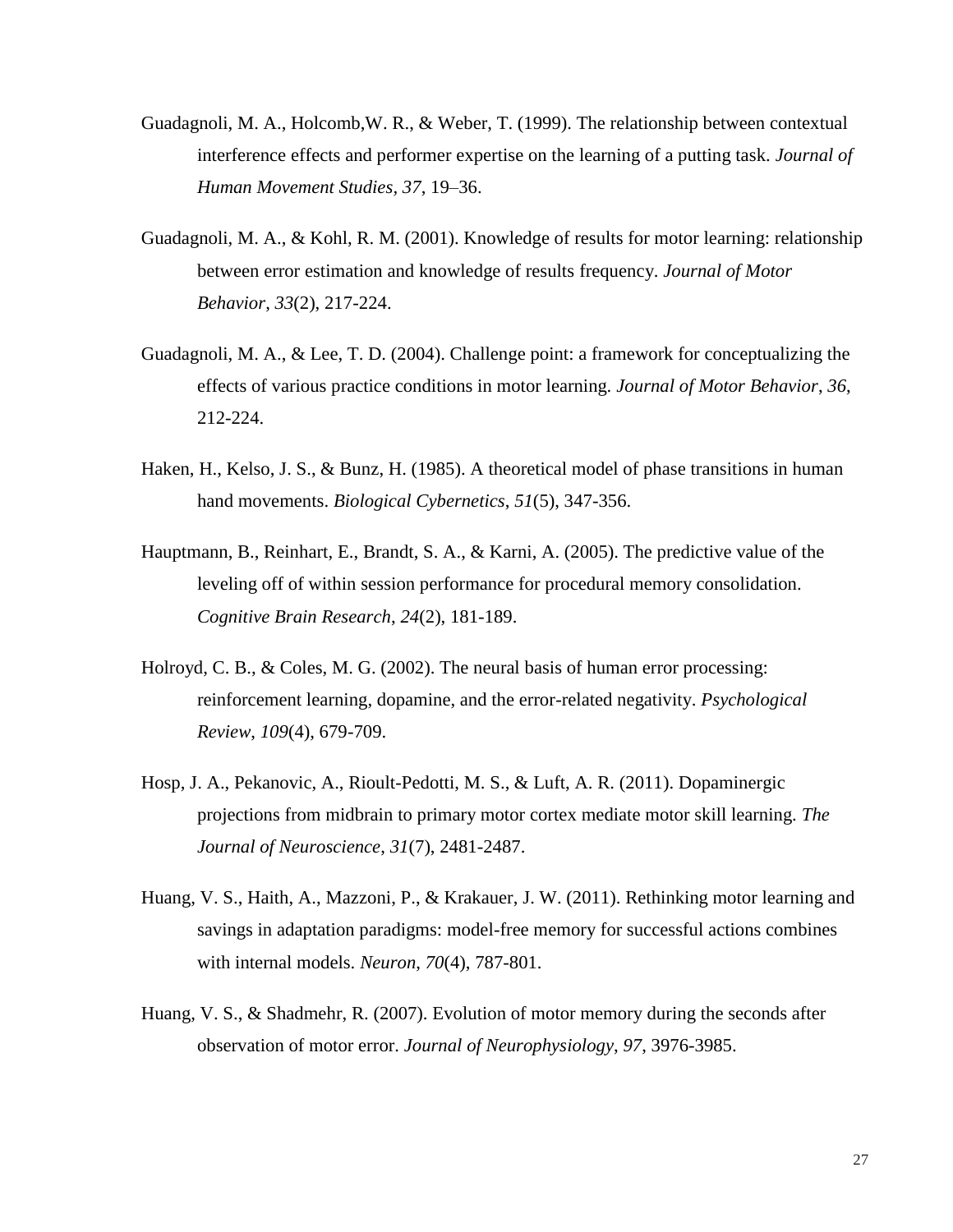Guadagnoli, M. A., Holcomb,W. R., & Weber, T. (1999). The relationship between contextual interference effects and performer expertise on the learning of a putting task. *Journal of Human Movement Studies*, *37*, 19–36.

Guadagnoli, M. A., & Kohl, R. M. (2001). Knowledge of results for motor learning: relationship between error estimation and knowledge of results frequency. *Journal of Motor Behavior*, *33*(2), 217-224.

Guadagnoli, M. A., & Lee, T. D. (2004). Challenge point: a framework for conceptualizing the effects of various practice conditions in motor learning. *Journal of Motor Behavior*, *36*, 212-224.

Haken, H., Kelso, J. S., & Bunz, H. (1985). A theoretical model of phase transitions in human hand movements. *Biological Cybernetics*, *51*(5), 347-356.

Hauptmann, B., Reinhart, E., Brandt, S. A., & Karni, A. (2005). The predictive value of the leveling off of within session performance for procedural memory consolidation. *Cognitive Brain Research*, *24*(2), 181-189.

Holroyd, C. B., & Coles, M. G. (2002). The neural basis of human error processing: reinforcement learning, dopamine, and the error-related negativity. *Psychological Review*, *109*(4), 679-709.

Hosp, J. A., Pekanovic, A., Rioult-Pedotti, M. S., & Luft, A. R. (2011). Dopaminergic projections from midbrain to primary motor cortex mediate motor skill learning. *The Journal of Neuroscience*, *31*(7), 2481-2487.

Huang, V. S., Haith, A., Mazzoni, P., & Krakauer, J. W. (2011). Rethinking motor learning and savings in adaptation paradigms: model-free memory for successful actions combines with internal models. *Neuron*, *70*(4), 787-801.

Huang, V. S., & Shadmehr, R. (2007). Evolution of motor memory during the seconds after observation of motor error. *Journal of Neurophysiology*, *97*, 3976-3985.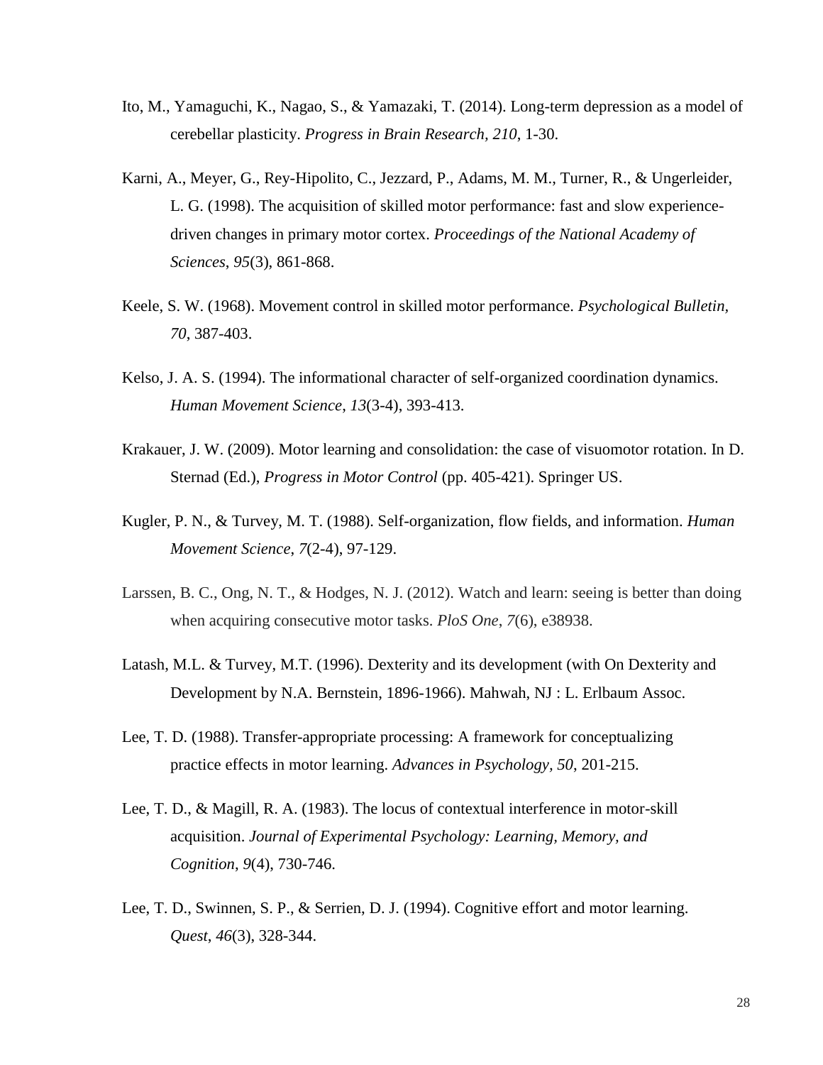Ito, M., Yamaguchi, K., Nagao, S., & Yamazaki, T. (2014). Long-term depression as a model of cerebellar plasticity. *Progress in Brain Research, 210*, 1-30.

Karni, A., Meyer, G., Rey-Hipolito, C., Jezzard, P., Adams, M. M., Turner, R., & Ungerleider, L. G. (1998). The acquisition of skilled motor performance: fast and slow experience-driven changes in primary motor cortex. *Proceedings of the National Academy of Sciences*, *95*(3), 861-868.

Keele, S. W. (1968). Movement control in skilled motor performance. *Psychological Bulletin, 70*, 387-403.

Kelso, J. A. S. (1994). The informational character of self-organized coordination dynamics. *Human Movement Science*, *13*(3-4), 393-413.

Krakauer, J. W. (2009). Motor learning and consolidation: the case of visuomotor rotation. In D. Sternad (Ed.), *Progress in Motor Control* (pp. 405-421). Springer US.

Kugler, P. N., & Turvey, M. T. (1988). Self-organization, flow fields, and information. *Human Movement Science*, *7*(2-4), 97-129.

Larssen, B. C., Ong, N. T., & Hodges, N. J. (2012). Watch and learn: seeing is better than doing when acquiring consecutive motor tasks. *PloS One*, *7*(6), e38938.

Latash, M.L. & Turvey, M.T. (1996). Dexterity and its development (with On Dexterity and Development by N.A. Bernstein, 1896-1966). Mahwah, NJ : L. Erlbaum Assoc.

Lee, T. D. (1988). Transfer-appropriate processing: A framework for conceptualizing practice effects in motor learning. *Advances in Psychology, 50*, 201-215.

Lee, T. D., & Magill, R. A. (1983). The locus of contextual interference in motor-skill acquisition. *Journal of Experimental Psychology: Learning, Memory, and Cognition*, *9*(4), 730-746.

Lee, T. D., Swinnen, S. P., & Serrien, D. J. (1994). Cognitive effort and motor learning. *Quest*, *46*(3), 328-344.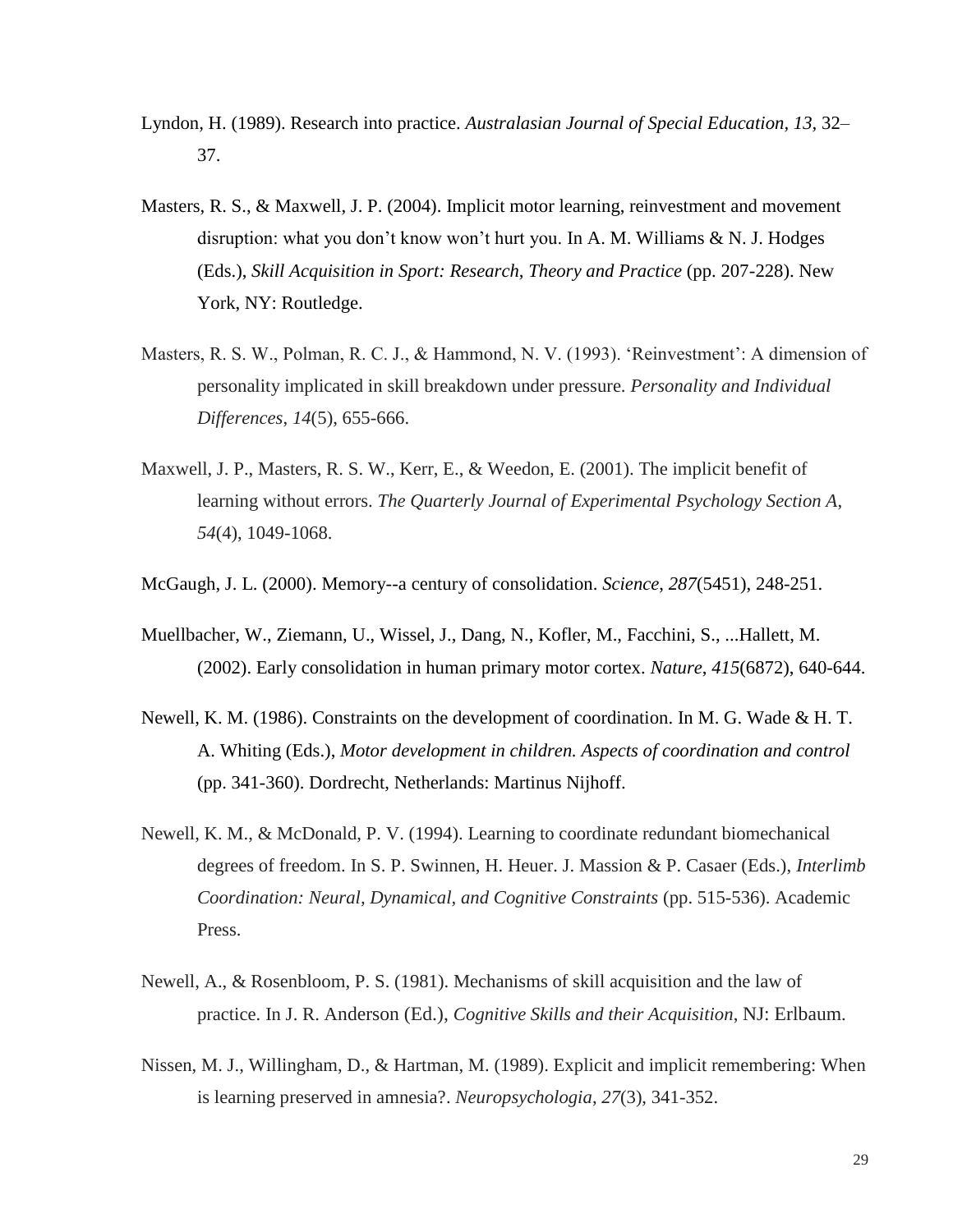Lyndon, H. (1989). Research into practice. *Australasian Journal of Special Education*, *13*, 32–37.

Masters, R. S., & Maxwell, J. P. (2004). Implicit motor learning, reinvestment and movement disruption: what you don't know won't hurt you. In A. M. Williams & N. J. Hodges (Eds.), *Skill Acquisition in Sport: Research, Theory and Practice* (pp. 207-228). New York, NY: Routledge.

Masters, R. S. W., Polman, R. C. J., & Hammond, N. V. (1993). 'Reinvestment': A dimension of personality implicated in skill breakdown under pressure. *Personality and Individual Differences*, *14*(5), 655-666.

Maxwell, J. P., Masters, R. S. W., Kerr, E., & Weedon, E. (2001). The implicit benefit of learning without errors. *The Quarterly Journal of Experimental Psychology Section A*, *54*(4), 1049-1068.

McGaugh, J. L. (2000). Memory--a century of consolidation. *Science*, *287*(5451), 248-251.

Muellbacher, W., Ziemann, U., Wissel, J., Dang, N., Kofler, M., Facchini, S., ...Hallett, M. (2002). Early consolidation in human primary motor cortex. *Nature*, *415*(6872), 640-644.

Newell, K. M. (1986). Constraints on the development of coordination. In M. G. Wade & H. T. A. Whiting (Eds.), *Motor development in children. Aspects of coordination and control* (pp. 341-360). Dordrecht, Netherlands: Martinus Nijhoff.

Newell, K. M., & McDonald, P. V. (1994). Learning to coordinate redundant biomechanical degrees of freedom. In S. P. Swinnen, H. Heuer. J. Massion & P. Casaer (Eds.), *Interlimb Coordination: Neural, Dynamical, and Cognitive Constraints* (pp. 515-536). Academic Press.

Newell, A., & Rosenbloom, P. S. (1981). Mechanisms of skill acquisition and the law of practice. In J. R. Anderson (Ed.), *Cognitive Skills and their Acquisition*, NJ: Erlbaum.

Nissen, M. J., Willingham, D., & Hartman, M. (1989). Explicit and implicit remembering: When is learning preserved in amnesia?. *Neuropsychologia*, *27*(3), 341-352.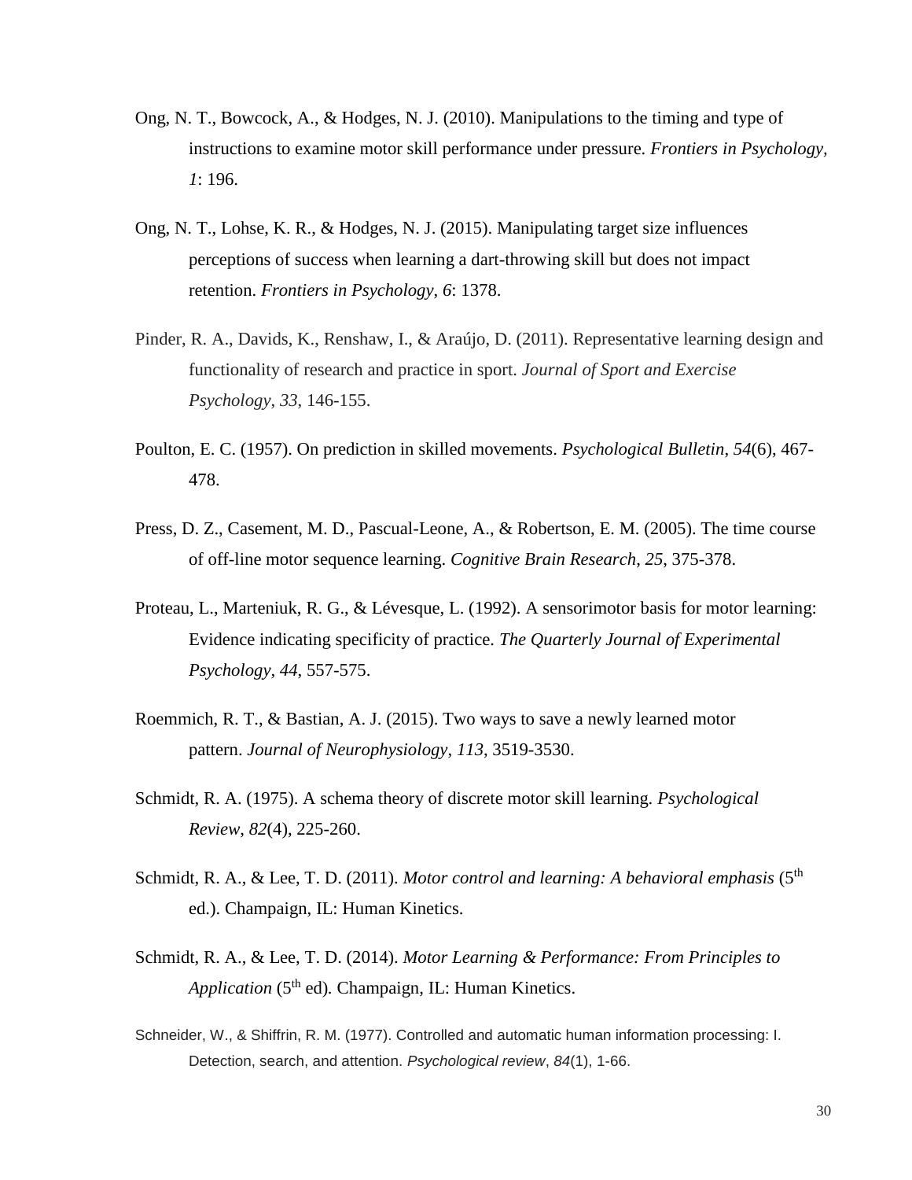Ong, N. T., Bowcock, A., & Hodges, N. J. (2010). Manipulations to the timing and type of instructions to examine motor skill performance under pressure. *Frontiers in Psychology*, *1*: 196.

Ong, N. T., Lohse, K. R., & Hodges, N. J. (2015). Manipulating target size influences perceptions of success when learning a dart-throwing skill but does not impact retention. *Frontiers in Psychology*, *6*: 1378.

Pinder, R. A., Davids, K., Renshaw, I., & Araújo, D. (2011). Representative learning design and functionality of research and practice in sport. *Journal of Sport and Exercise Psychology*, *33*, 146-155.

Poulton, E. C. (1957). On prediction in skilled movements. *Psychological Bulletin*, *54*(6), 467-478.

Press, D. Z., Casement, M. D., Pascual-Leone, A., & Robertson, E. M. (2005). The time course of off-line motor sequence learning. *Cognitive Brain Research*, *25*, 375-378.

Proteau, L., Marteniuk, R. G., & Lévesque, L. (1992). A sensorimotor basis for motor learning: Evidence indicating specificity of practice. *The Quarterly Journal of Experimental Psychology, 44*, 557-575.

Roemmich, R. T., & Bastian, A. J. (2015). Two ways to save a newly learned motor pattern. *Journal of Neurophysiology*, *113*, 3519-3530.

Schmidt, R. A. (1975). A schema theory of discrete motor skill learning. *Psychological Review, 82*(4), 225-260.

Schmidt, R. A., & Lee, T. D. (2011). *Motor control and learning: A behavioral emphasis* (5th ed.). Champaign, IL: Human Kinetics.

Schmidt, R. A., & Lee, T. D. (2014). *Motor Learning & Performance: From Principles to Application* (5th ed)*.* Champaign, IL: Human Kinetics.

Schneider, W., & Shiffrin, R. M. (1977). Controlled and automatic human information processing: I. Detection, search, and attention. *Psychological review*, *84*(1), 1-66.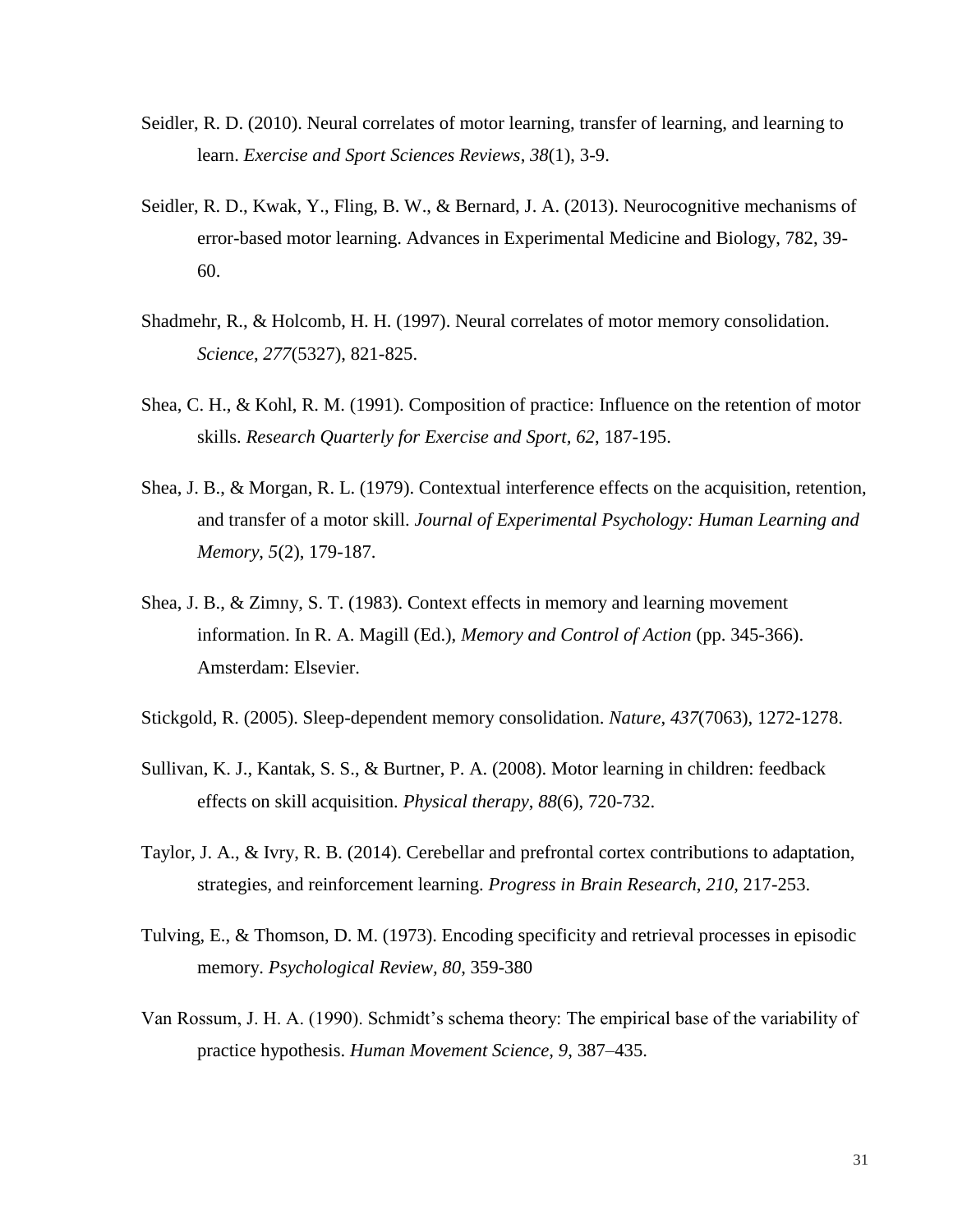Seidler, R. D. (2010). Neural correlates of motor learning, transfer of learning, and learning to learn. *Exercise and Sport Sciences Reviews*, *38*(1), 3-9.

Seidler, R. D., Kwak, Y., Fling, B. W., & Bernard, J. A. (2013). Neurocognitive mechanisms of error-based motor learning. Advances in Experimental Medicine and Biology, 782, 39-60.

Shadmehr, R., & Holcomb, H. H. (1997). Neural correlates of motor memory consolidation. *Science*, *277*(5327), 821-825.

Shea, C. H., & Kohl, R. M. (1991). Composition of practice: Influence on the retention of motor skills. *Research Quarterly for Exercise and Sport, 62*, 187-195.

Shea, J. B., & Morgan, R. L. (1979). Contextual interference effects on the acquisition, retention, and transfer of a motor skill. *Journal of Experimental Psychology: Human Learning and Memory*, *5*(2), 179-187.

Shea, J. B., & Zimny, S. T. (1983). Context effects in memory and learning movement information. In R. A. Magill (Ed.), *Memory and Control of Action* (pp. 345-366). Amsterdam: Elsevier.

Stickgold, R. (2005). Sleep-dependent memory consolidation. *Nature*, *437*(7063), 1272-1278.

Sullivan, K. J., Kantak, S. S., & Burtner, P. A. (2008). Motor learning in children: feedback effects on skill acquisition. *Physical therapy*, *88*(6), 720-732.

Taylor, J. A., & Ivry, R. B. (2014). Cerebellar and prefrontal cortex contributions to adaptation, strategies, and reinforcement learning. *Progress in Brain Research*, *210*, 217-253.

Tulving, E., & Thomson, D. M. (1973). Encoding specificity and retrieval processes in episodic memory. *Psychological Review, 80*, 359-380

Van Rossum, J. H. A. (1990). Schmidt's schema theory: The empirical base of the variability of practice hypothesis. *Human Movement Science, 9*, 387–435.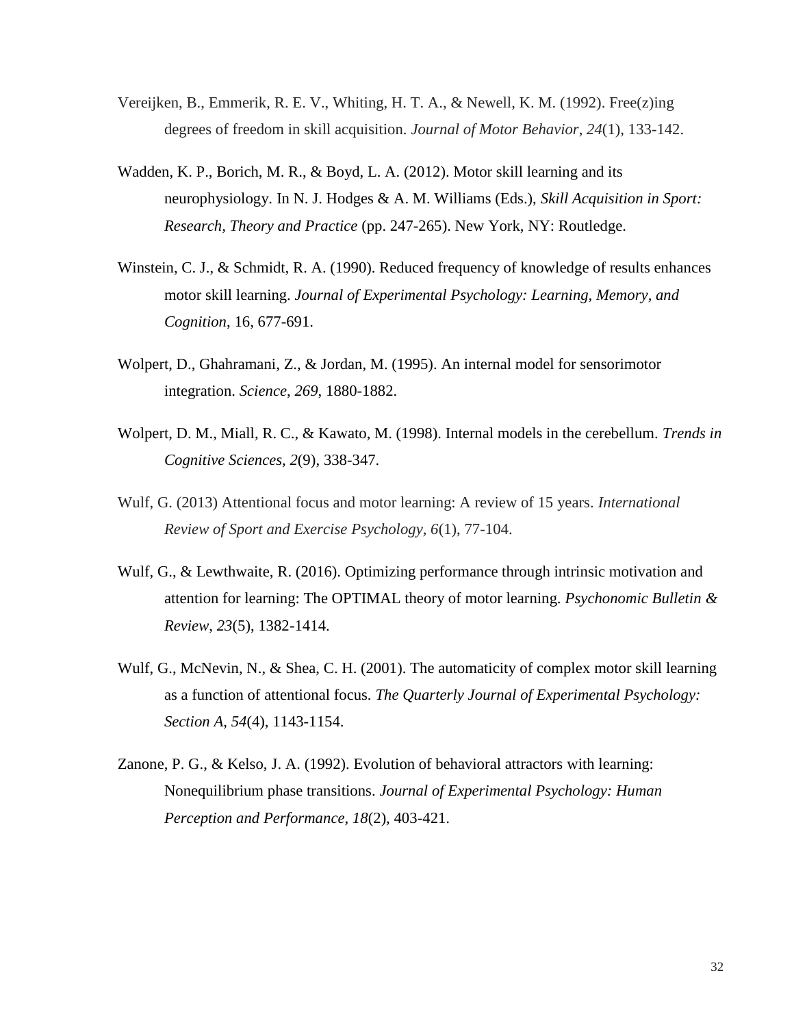Vereijken, B., Emmerik, R. E. V., Whiting, H. T. A., & Newell, K. M. (1992). Free(z)ing degrees of freedom in skill acquisition. *Journal of Motor Behavior*, *24*(1), 133-142.

Wadden, K. P., Borich, M. R., & Boyd, L. A. (2012). Motor skill learning and its neurophysiology. In N. J. Hodges & A. M. Williams (Eds.), *Skill Acquisition in Sport: Research, Theory and Practice* (pp. 247-265). New York, NY: Routledge.

Winstein, C. J., & Schmidt, R. A. (1990). Reduced frequency of knowledge of results enhances motor skill learning. *Journal of Experimental Psychology: Learning, Memory, and Cognition*, 16, 677-691.

Wolpert, D., Ghahramani, Z., & Jordan, M. (1995). An internal model for sensorimotor integration. *Science*, *269*, 1880-1882.

Wolpert, D. M., Miall, R. C., & Kawato, M. (1998). Internal models in the cerebellum. *Trends in Cognitive Sciences*, *2*(9), 338-347.

Wulf, G. (2013) Attentional focus and motor learning: A review of 15 years. *International Review of Sport and Exercise Psychology, 6*(1), 77-104.

Wulf, G., & Lewthwaite, R. (2016). Optimizing performance through intrinsic motivation and attention for learning: The OPTIMAL theory of motor learning. *Psychonomic Bulletin & Review*, *23*(5), 1382-1414.

Wulf, G., McNevin, N., & Shea, C. H. (2001). The automaticity of complex motor skill learning as a function of attentional focus. *The Quarterly Journal of Experimental Psychology: Section A*, *54*(4), 1143-1154.

Zanone, P. G., & Kelso, J. A. (1992). Evolution of behavioral attractors with learning: Nonequilibrium phase transitions. *Journal of Experimental Psychology: Human Perception and Performance*, *18*(2), 403-421.